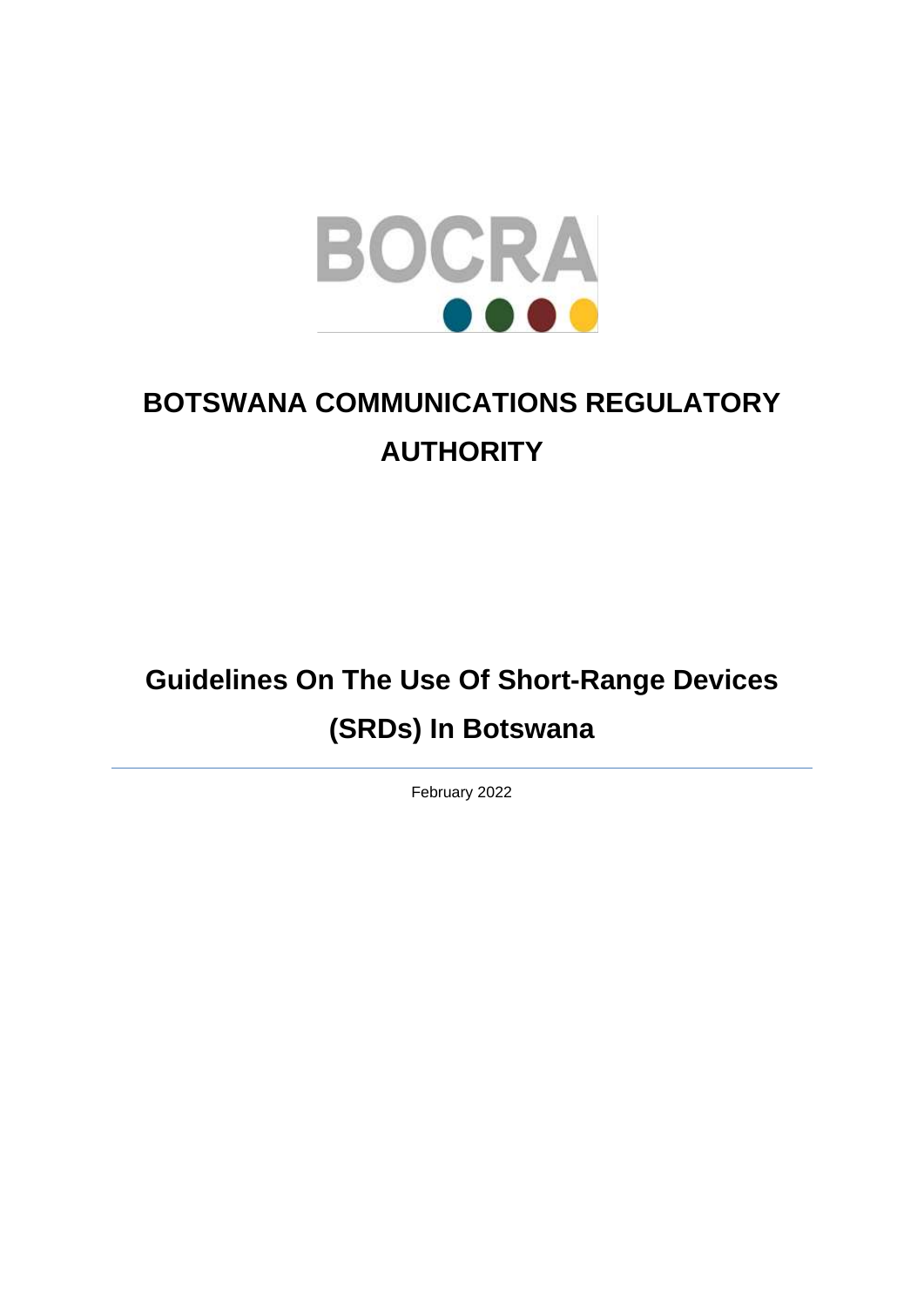BOCRA

# BOTSWANA COMMUNICATIONS REGULATORY AUTHORITY

# Guidelines On The Use Of Short-Range Devices (SRDs) In Botswana

---

February 2022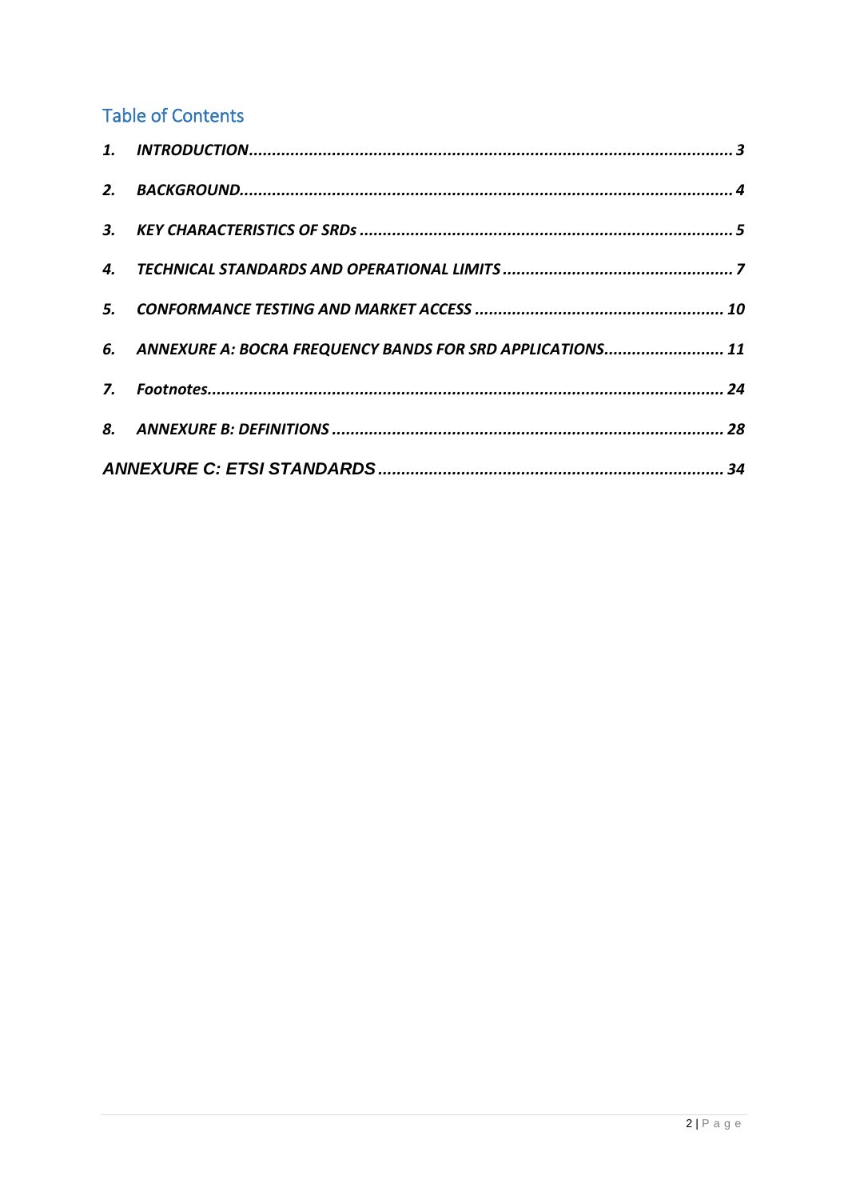# Table of Contents

1. *INTRODUCTION* ........................................................ 3
2. *BACKGROUND* ........................................................ 4
3. *KEY CHARACTERISTICS OF SRDs* ........................................................ 5
4. *TECHNICAL STANDARDS AND OPERATIONAL LIMITS* ........................................................ 7
5. *CONFORMANCE TESTING AND MARKET ACCESS* ........................................................ 10
6. *ANNEXURE A: BOCRA FREQUENCY BANDS FOR SRD APPLICATIONS* ........................................................ 11
7. *Footnotes* ........................................................ 24
8. *ANNEXURE B: DEFINITIONS* ........................................................ 28

*ANNEXURE C: ETSI STANDARDS* ........................................................ 34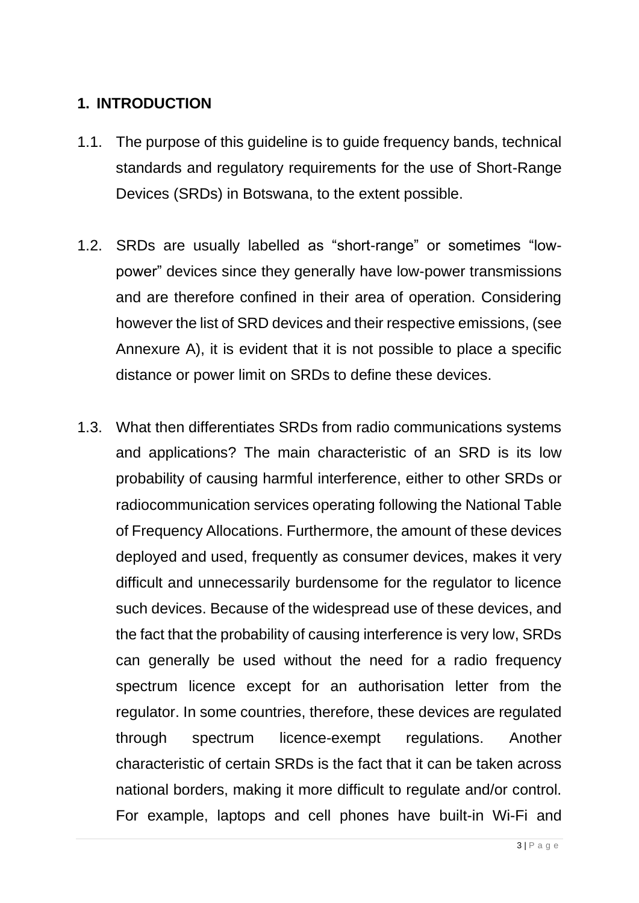## 1. INTRODUCTION

1.1. The purpose of this guideline is to guide frequency bands, technical standards and regulatory requirements for the use of Short-Range Devices (SRDs) in Botswana, to the extent possible.

1.2. SRDs are usually labelled as "short-range" or sometimes "low-power" devices since they generally have low-power transmissions and are therefore confined in their area of operation. Considering however the list of SRD devices and their respective emissions, (see Annexure A), it is evident that it is not possible to place a specific distance or power limit on SRDs to define these devices.

1.3. What then differentiates SRDs from radio communications systems and applications? The main characteristic of an SRD is its low probability of causing harmful interference, either to other SRDs or radiocommunication services operating following the National Table of Frequency Allocations. Furthermore, the amount of these devices deployed and used, frequently as consumer devices, makes it very difficult and unnecessarily burdensome for the regulator to licence such devices. Because of the widespread use of these devices, and the fact that the probability of causing interference is very low, SRDs can generally be used without the need for a radio frequency spectrum licence except for an authorisation letter from the regulator. In some countries, therefore, these devices are regulated through spectrum licence-exempt regulations. Another characteristic of certain SRDs is the fact that it can be taken across national borders, making it more difficult to regulate and/or control. For example, laptops and cell phones have built-in Wi-Fi and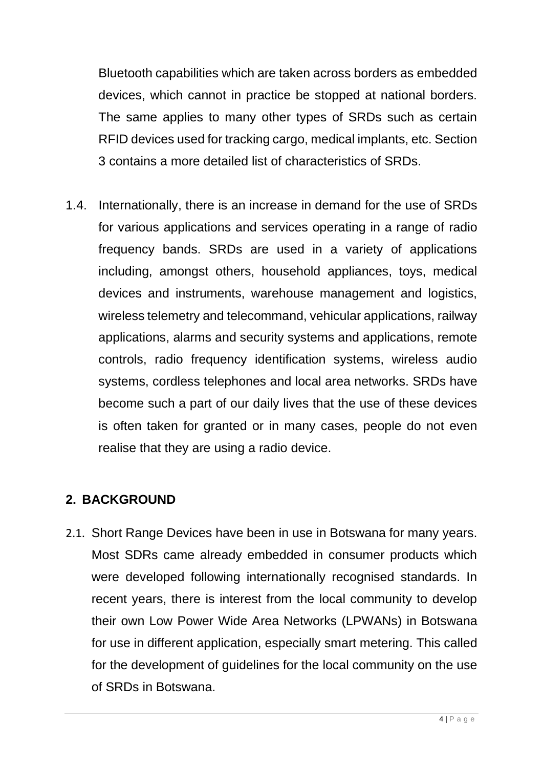Bluetooth capabilities which are taken across borders as embedded devices, which cannot in practice be stopped at national borders. The same applies to many other types of SRDs such as certain RFID devices used for tracking cargo, medical implants, etc. Section 3 contains a more detailed list of characteristics of SRDs.

1.4. Internationally, there is an increase in demand for the use of SRDs for various applications and services operating in a range of radio frequency bands. SRDs are used in a variety of applications including, amongst others, household appliances, toys, medical devices and instruments, warehouse management and logistics, wireless telemetry and telecommand, vehicular applications, railway applications, alarms and security systems and applications, remote controls, radio frequency identification systems, wireless audio systems, cordless telephones and local area networks. SRDs have become such a part of our daily lives that the use of these devices is often taken for granted or in many cases, people do not even realise that they are using a radio device.

## 2. BACKGROUND

2.1. Short Range Devices have been in use in Botswana for many years. Most SDRs came already embedded in consumer products which were developed following internationally recognised standards. In recent years, there is interest from the local community to develop their own Low Power Wide Area Networks (LPWANs) in Botswana for use in different application, especially smart metering. This called for the development of guidelines for the local community on the use of SRDs in Botswana.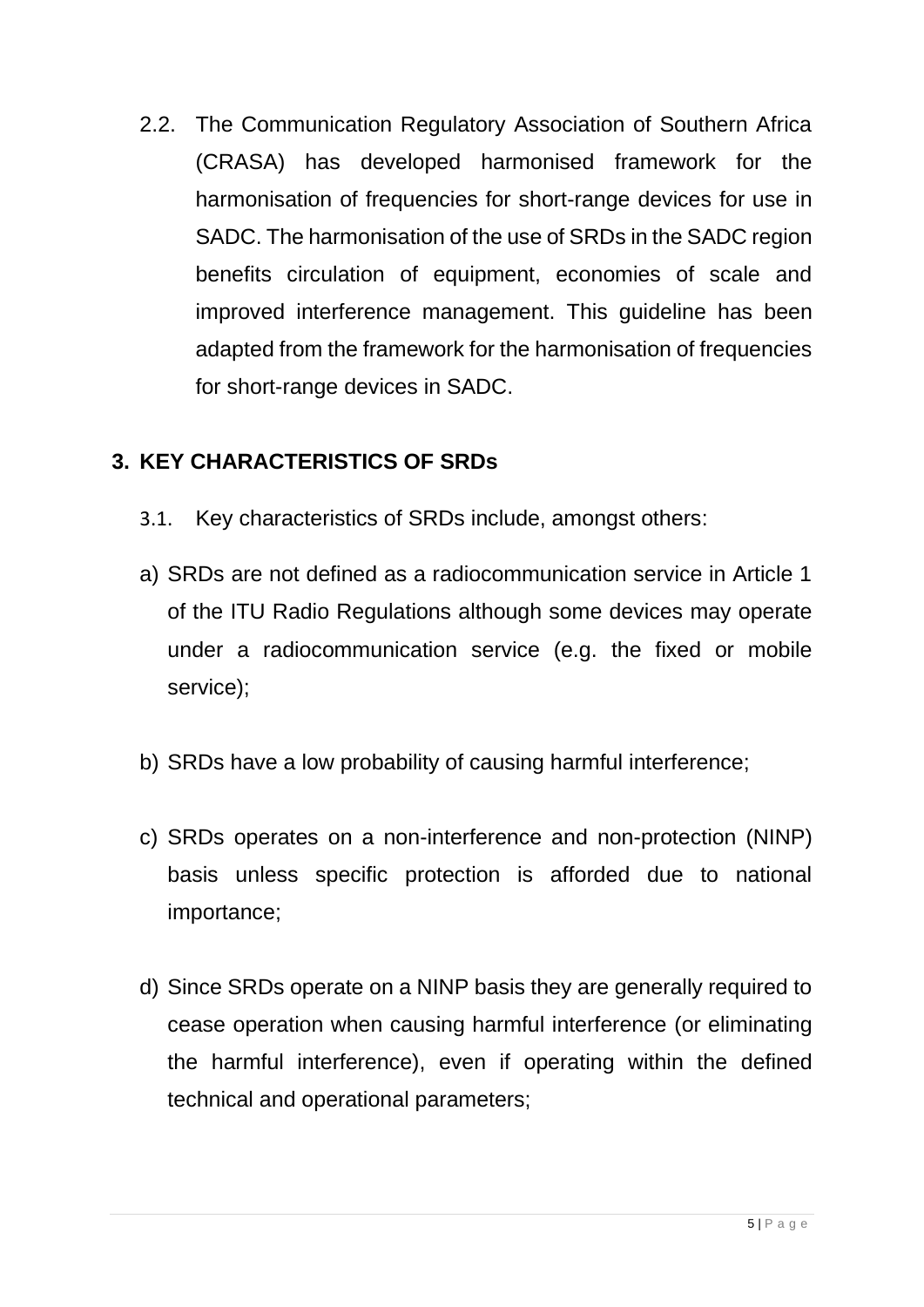2.2. The Communication Regulatory Association of Southern Africa (CRASA) has developed harmonised framework for the harmonisation of frequencies for short-range devices for use in SADC. The harmonisation of the use of SRDs in the SADC region benefits circulation of equipment, economies of scale and improved interference management. This guideline has been adapted from the framework for the harmonisation of frequencies for short-range devices in SADC.

## 3. KEY CHARACTERISTICS OF SRDs

3.1. Key characteristics of SRDs include, amongst others:

a) SRDs are not defined as a radiocommunication service in Article 1 of the ITU Radio Regulations although some devices may operate under a radiocommunication service (e.g. the fixed or mobile service);

b) SRDs have a low probability of causing harmful interference;

c) SRDs operates on a non-interference and non-protection (NINP) basis unless specific protection is afforded due to national importance;

d) Since SRDs operate on a NINP basis they are generally required to cease operation when causing harmful interference (or eliminating the harmful interference), even if operating within the defined technical and operational parameters;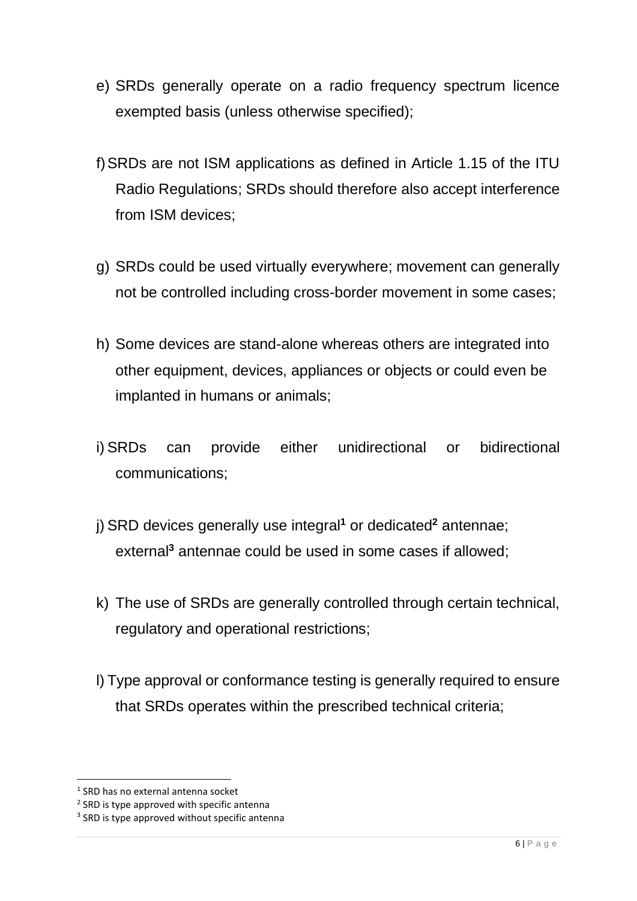e) SRDs generally operate on a radio frequency spectrum licence exempted basis (unless otherwise specified);

f) SRDs are not ISM applications as defined in Article 1.15 of the ITU Radio Regulations; SRDs should therefore also accept interference from ISM devices;

g) SRDs could be used virtually everywhere; movement can generally not be controlled including cross-border movement in some cases;

h) Some devices are stand-alone whereas others are integrated into other equipment, devices, appliances or objects or could even be implanted in humans or animals;

i) SRDs can provide either unidirectional or bidirectional communications;

j) SRD devices generally use integral[1] or dedicated[2] antennae; external[3] antennae could be used in some cases if allowed;

k) The use of SRDs are generally controlled through certain technical, regulatory and operational restrictions;

l) Type approval or conformance testing is generally required to ensure that SRDs operates within the prescribed technical criteria;

---

[1] SRD has no external antenna socket

[2] SRD is type approved with specific antenna

[3] SRD is type approved without specific antenna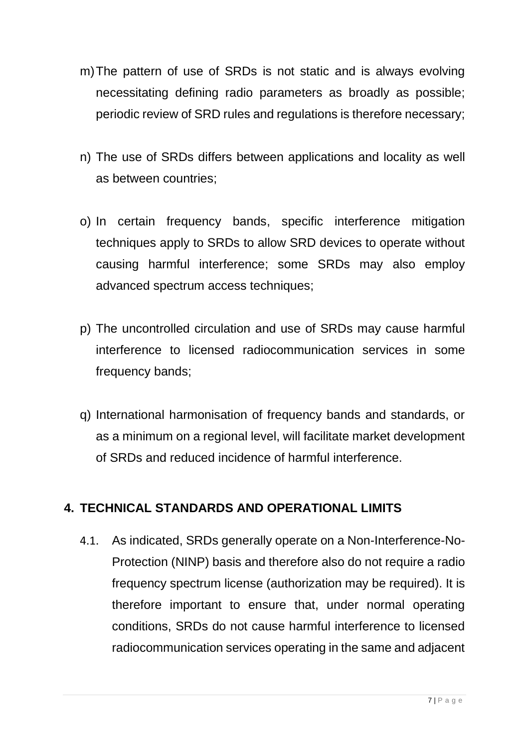m) The pattern of use of SRDs is not static and is always evolving necessitating defining radio parameters as broadly as possible; periodic review of SRD rules and regulations is therefore necessary;

n) The use of SRDs differs between applications and locality as well as between countries;

o) In certain frequency bands, specific interference mitigation techniques apply to SRDs to allow SRD devices to operate without causing harmful interference; some SRDs may also employ advanced spectrum access techniques;

p) The uncontrolled circulation and use of SRDs may cause harmful interference to licensed radiocommunication services in some frequency bands;

q) International harmonisation of frequency bands and standards, or as a minimum on a regional level, will facilitate market development of SRDs and reduced incidence of harmful interference.

## 4. TECHNICAL STANDARDS AND OPERATIONAL LIMITS

4.1. As indicated, SRDs generally operate on a Non-Interference-No-Protection (NINP) basis and therefore also do not require a radio frequency spectrum license (authorization may be required). It is therefore important to ensure that, under normal operating conditions, SRDs do not cause harmful interference to licensed radiocommunication services operating in the same and adjacent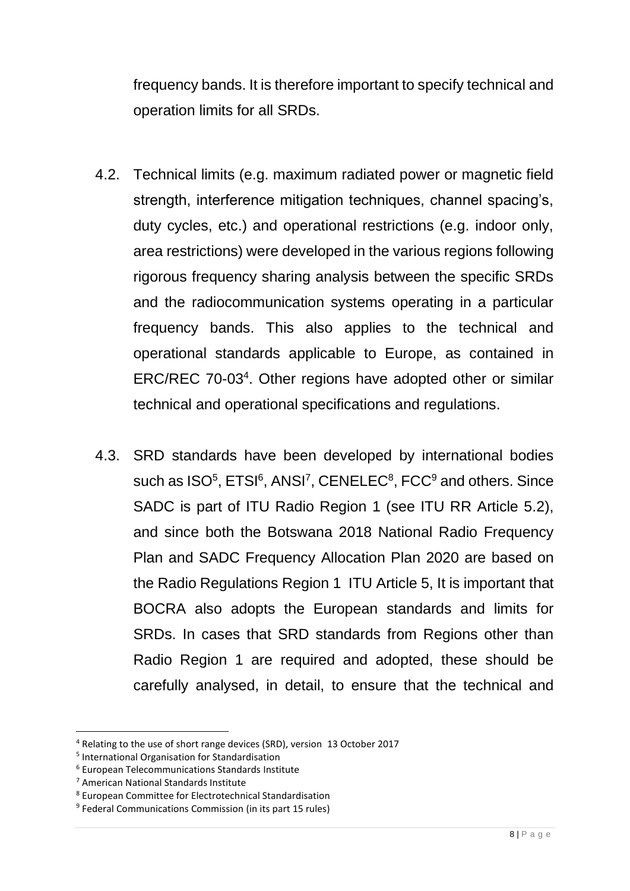frequency bands. It is therefore important to specify technical and operation limits for all SRDs.

4.2. Technical limits (e.g. maximum radiated power or magnetic field strength, interference mitigation techniques, channel spacing's, duty cycles, etc.) and operational restrictions (e.g. indoor only, area restrictions) were developed in the various regions following rigorous frequency sharing analysis between the specific SRDs and the radiocommunication systems operating in a particular frequency bands. This also applies to the technical and operational standards applicable to Europe, as contained in ERC/REC 70-03[4]. Other regions have adopted other or similar technical and operational specifications and regulations.

4.3. SRD standards have been developed by international bodies such as ISO[5], ETSI[6], ANSI[7], CENELEC[8], FCC[9] and others. Since SADC is part of ITU Radio Region 1 (see ITU RR Article 5.2), and since both the Botswana 2018 National Radio Frequency Plan and SADC Frequency Allocation Plan 2020 are based on the Radio Regulations Region 1 ITU Article 5, It is important that BOCRA also adopts the European standards and limits for SRDs. In cases that SRD standards from Regions other than Radio Region 1 are required and adopted, these should be carefully analysed, in detail, to ensure that the technical and

---

[4] Relating to the use of short range devices (SRD), version 13 October 2017

[5] International Organisation for Standardisation

[6] European Telecommunications Standards Institute

[7] American National Standards Institute

[8] European Committee for Electrotechnical Standardisation

[9] Federal Communications Commission (in its part 15 rules)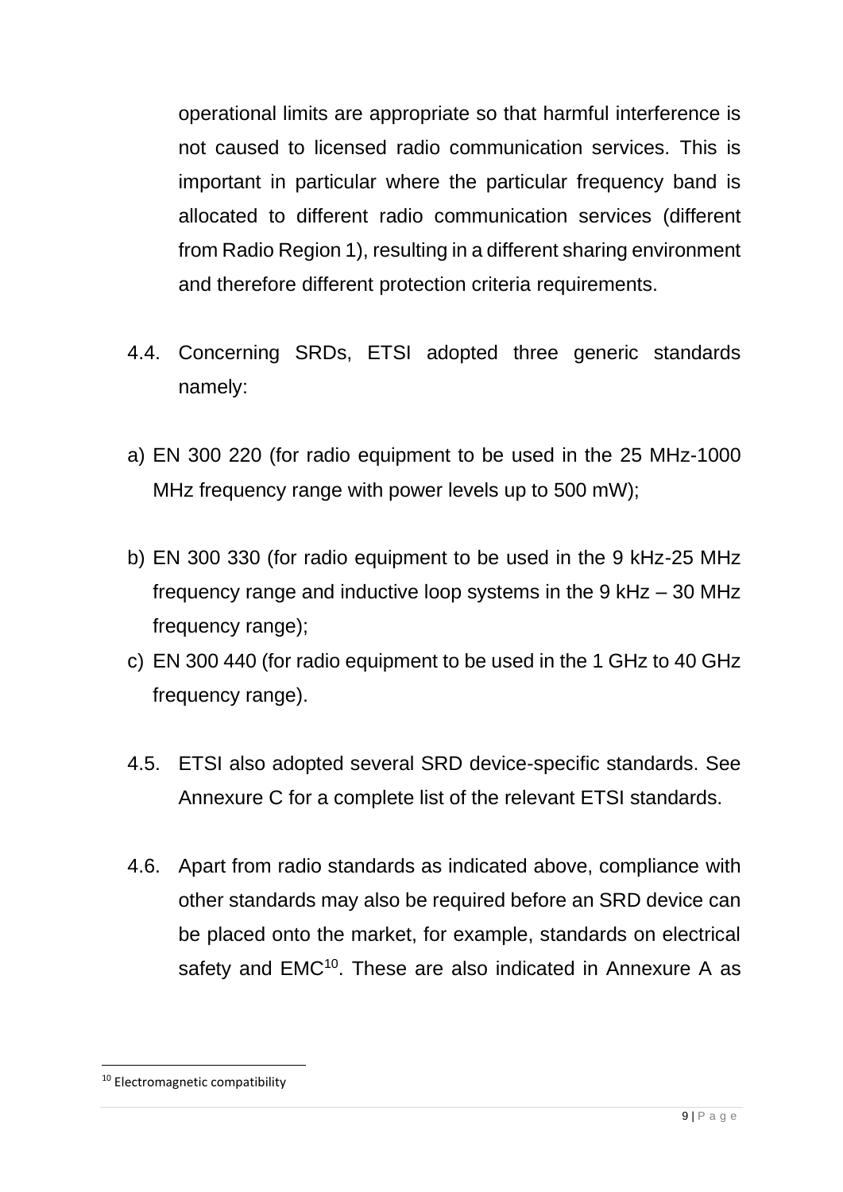operational limits are appropriate so that harmful interference is not caused to licensed radio communication services. This is important in particular where the particular frequency band is allocated to different radio communication services (different from Radio Region 1), resulting in a different sharing environment and therefore different protection criteria requirements.

4.4. Concerning SRDs, ETSI adopted three generic standards namely:

a) EN 300 220 (for radio equipment to be used in the 25 MHz-1000 MHz frequency range with power levels up to 500 mW);

b) EN 300 330 (for radio equipment to be used in the 9 kHz-25 MHz frequency range and inductive loop systems in the 9 kHz – 30 MHz frequency range);

c) EN 300 440 (for radio equipment to be used in the 1 GHz to 40 GHz frequency range).

4.5. ETSI also adopted several SRD device-specific standards. See Annexure C for a complete list of the relevant ETSI standards.

4.6. Apart from radio standards as indicated above, compliance with other standards may also be required before an SRD device can be placed onto the market, for example, standards on electrical safety and EMC[10]. These are also indicated in Annexure A as

[10] Electromagnetic compatibility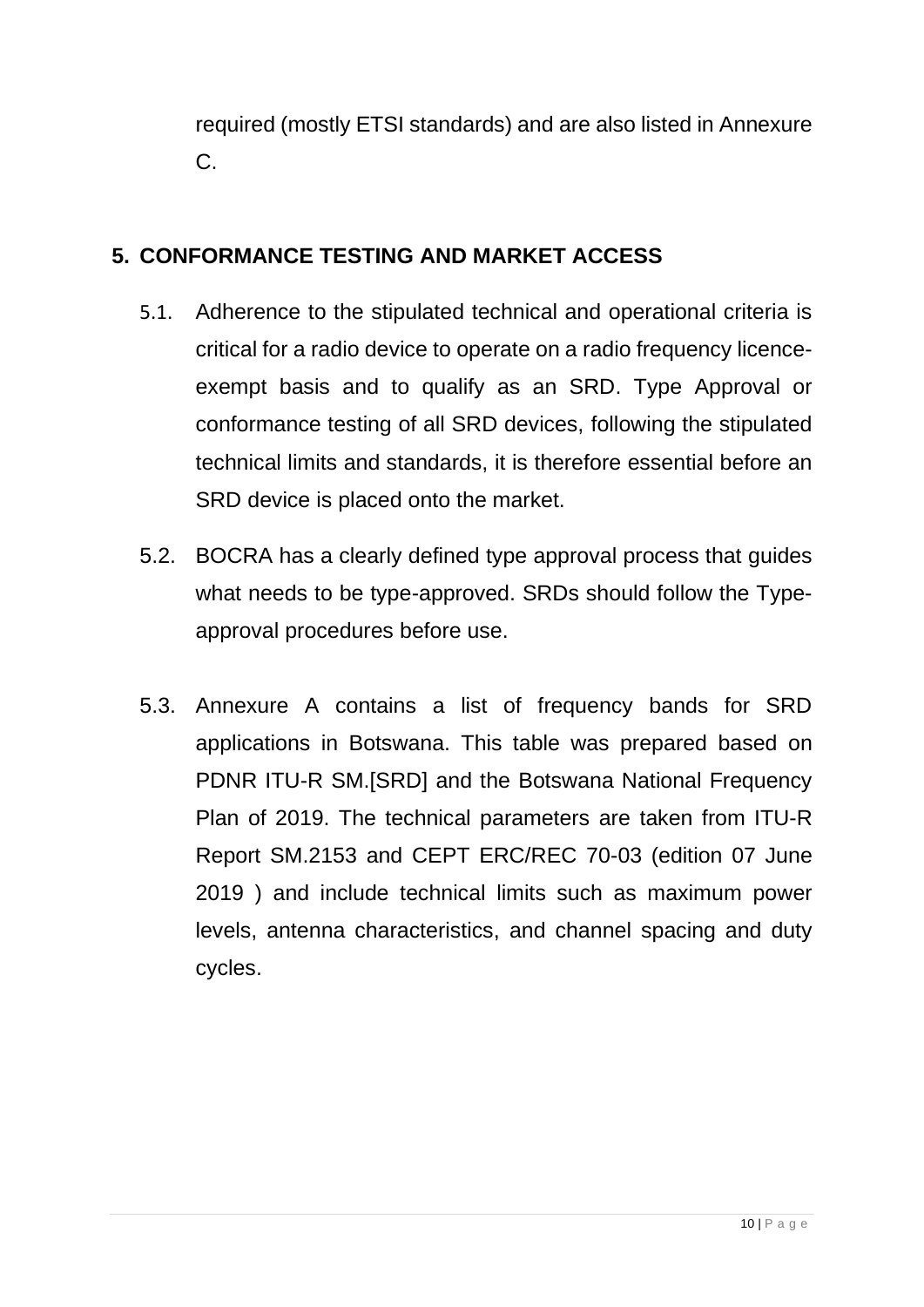required (mostly ETSI standards) and are also listed in Annexure C.

## 5. CONFORMANCE TESTING AND MARKET ACCESS

5.1. Adherence to the stipulated technical and operational criteria is critical for a radio device to operate on a radio frequency licence-exempt basis and to qualify as an SRD. Type Approval or conformance testing of all SRD devices, following the stipulated technical limits and standards, it is therefore essential before an SRD device is placed onto the market.

5.2. BOCRA has a clearly defined type approval process that guides what needs to be type-approved. SRDs should follow the Type-approval procedures before use.

5.3. Annexure A contains a list of frequency bands for SRD applications in Botswana. This table was prepared based on PDNR ITU-R SM.[SRD] and the Botswana National Frequency Plan of 2019. The technical parameters are taken from ITU-R Report SM.2153 and CEPT ERC/REC 70-03 (edition 07 June 2019 ) and include technical limits such as maximum power levels, antenna characteristics, and channel spacing and duty cycles.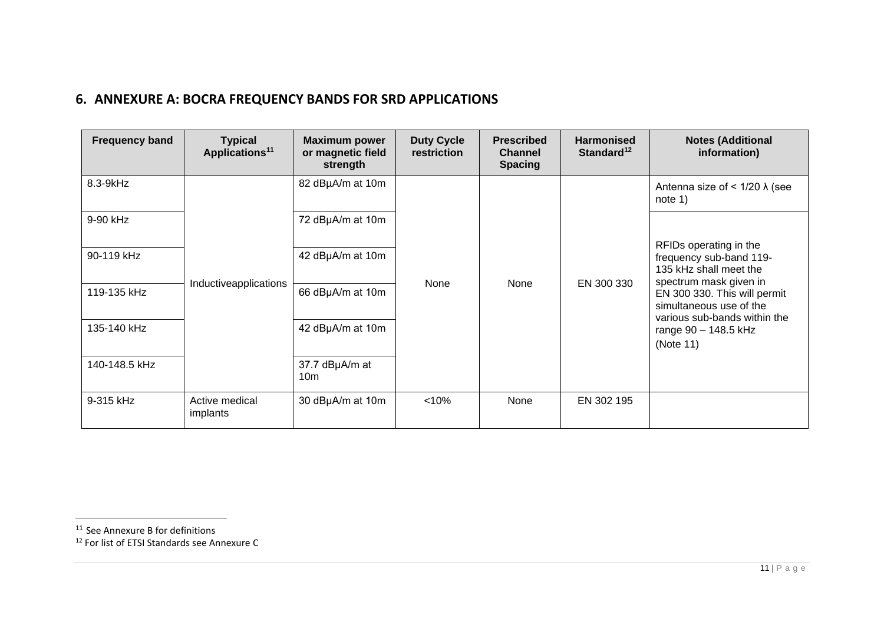## 6. ANNEXURE A: BOCRA FREQUENCY BANDS FOR SRD APPLICATIONS

| Frequency band | Typical Applications[11] | Maximum power or magnetic field strength | Duty Cycle restriction | Prescribed Channel Spacing | Harmonised Standard[12] | Notes (Additional information) |
|---|---|---|---|---|---|---|
| 8.3-9kHz | Inductiveapplications | 82 dBμA/m at 10m | None | None | EN 300 330 | Antenna size of < 1/20 λ (see note 1) |
| 9-90 kHz | | 72 dBμA/m at 10m | | | | RFIDs operating in the frequency sub-band 119-135 kHz shall meet the spectrum mask given in EN 300 330. This will permit simultaneous use of the various sub-bands within the range 90 – 148.5 kHz (Note 11) |
| 90-119 kHz | | 42 dBμA/m at 10m | | | | |
| 119-135 kHz | | 66 dBμA/m at 10m | | | | |
| 135-140 kHz | | 42 dBμA/m at 10m | | | | |
| 140-148.5 kHz | | 37.7 dBμA/m at 10m | | | | |
| 9-315 kHz | Active medical implants | 30 dBμA/m at 10m | <10% | None | EN 302 195 | |

[11] See Annexure B for definitions

[12] For list of ETSI Standards see Annexure C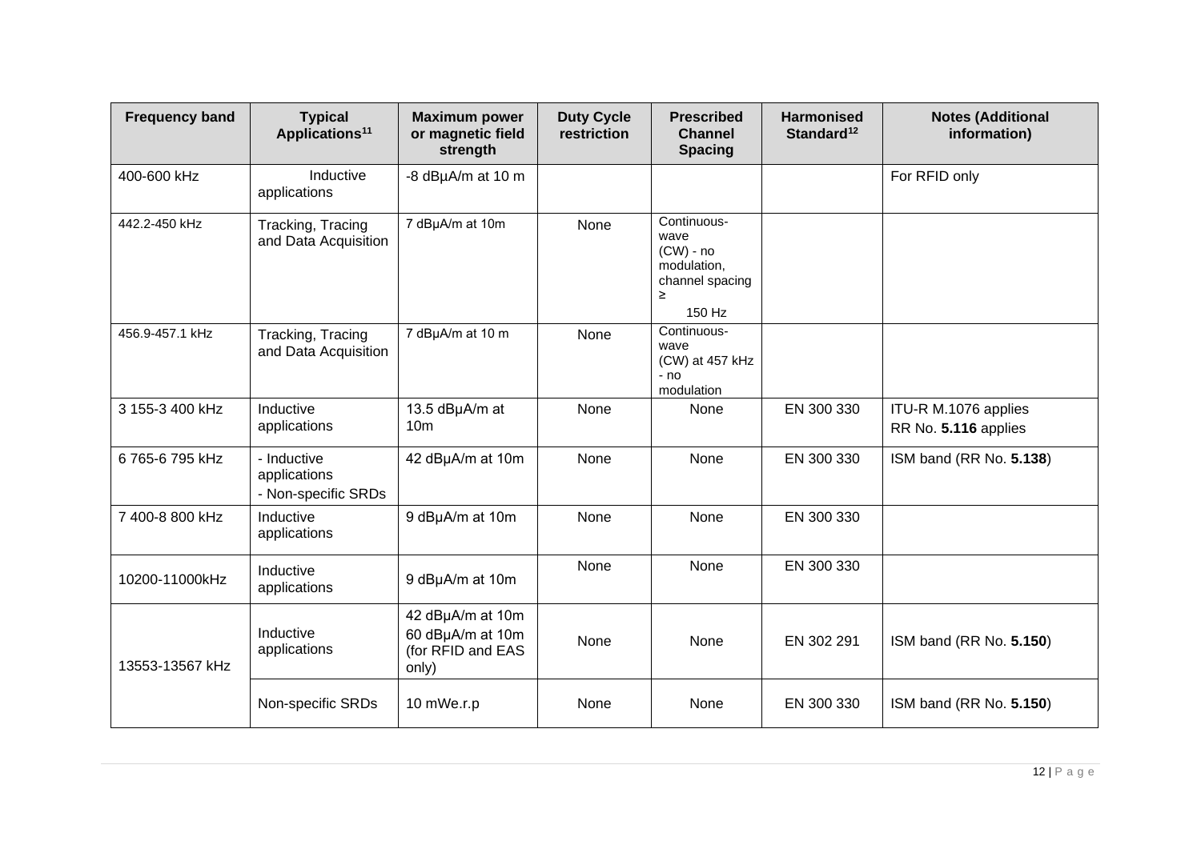| Frequency band | Typical Applications[11] | Maximum power or magnetic field strength | Duty Cycle restriction | Prescribed Channel Spacing | Harmonised Standard[12] | Notes (Additional information) |
|---|---|---|---|---|---|---|
| 400-600 kHz | Inductive applications | -8 dBμA/m at 10 m | | | | For RFID only |
| 442.2-450 kHz | Tracking, Tracing and Data Acquisition | 7 dBμA/m at 10m | None | Continuous-wave (CW) - no modulation, channel spacing ≥ 150 Hz | | |
| 456.9-457.1 kHz | Tracking, Tracing and Data Acquisition | 7 dBμA/m at 10 m | None | Continuous-wave (CW) at 457 kHz - no modulation | | |
| 3 155-3 400 kHz | Inductive applications | 13.5 dBμA/m at 10m | None | None | EN 300 330 | ITU-R M.1076 applies<br>RR No. **5.116** applies |
| 6 765-6 795 kHz | - Inductive applications<br>- Non-specific SRDs | 42 dBμA/m at 10m | None | None | EN 300 330 | ISM band (RR No. **5.138**) |
| 7 400-8 800 kHz | Inductive applications | 9 dBμA/m at 10m | None | None | EN 300 330 | |
| 10200-11000kHz | Inductive applications | 9 dBμA/m at 10m | None | None | EN 300 330 | |
| 13553-13567 kHz | Inductive applications | 42 dBμA/m at 10m<br>60 dBμA/m at 10m (for RFID and EAS only) | None | None | EN 302 291 | ISM band (RR No. **5.150**) |
| | Non-specific SRDs | 10 mWe.r.p | None | None | EN 300 330 | ISM band (RR No. **5.150**) |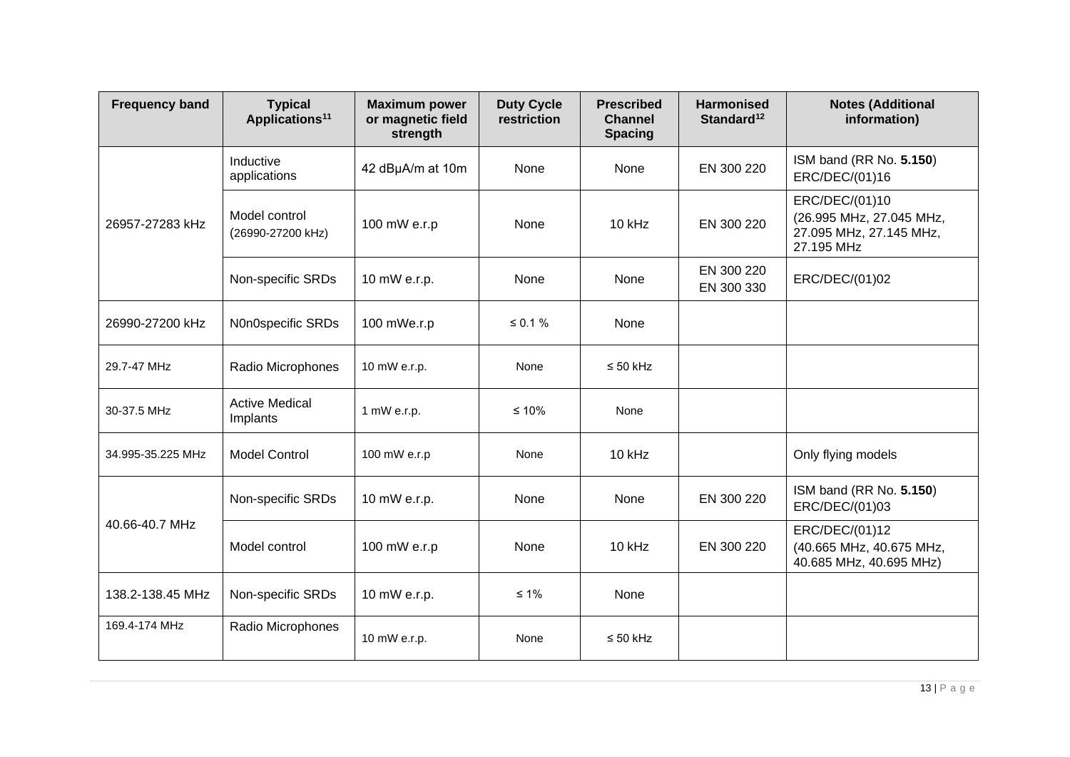| Frequency band | Typical Applications[11] | Maximum power or magnetic field strength | Duty Cycle restriction | Prescribed Channel Spacing | Harmonised Standard[12] | Notes (Additional information) |
|---|---|---|---|---|---|---|
| 26957-27283 kHz | Inductive applications | 42 dBμA/m at 10m | None | None | EN 300 220 | ISM band (RR No. **5.150**) ERC/DEC/(01)16 |
| | Model control (26990-27200 kHz) | 100 mW e.r.p | None | 10 kHz | EN 300 220 | ERC/DEC/(01)10 (26.995 MHz, 27.045 MHz, 27.095 MHz, 27.145 MHz, 27.195 MHz |
| | Non-specific SRDs | 10 mW e.r.p. | None | None | EN 300 220 EN 300 330 | ERC/DEC/(01)02 |
| 26990-27200 kHz | N0n0specific SRDs | 100 mWe.r.p | ≤ 0.1 % | None | | |
| 29.7-47 MHz | Radio Microphones | 10 mW e.r.p. | None | ≤ 50 kHz | | |
| 30-37.5 MHz | Active Medical Implants | 1 mW e.r.p. | ≤ 10% | None | | |
| 34.995-35.225 MHz | Model Control | 100 mW e.r.p | None | 10 kHz | | Only flying models |
| 40.66-40.7 MHz | Non-specific SRDs | 10 mW e.r.p. | None | None | EN 300 220 | ISM band (RR No. **5.150**) ERC/DEC/(01)03 |
| | Model control | 100 mW e.r.p | None | 10 kHz | EN 300 220 | ERC/DEC/(01)12 (40.665 MHz, 40.675 MHz, 40.685 MHz, 40.695 MHz) |
| 138.2-138.45 MHz | Non-specific SRDs | 10 mW e.r.p. | ≤ 1% | None | | |
| 169.4-174 MHz | Radio Microphones | 10 mW e.r.p. | None | ≤ 50 kHz | | |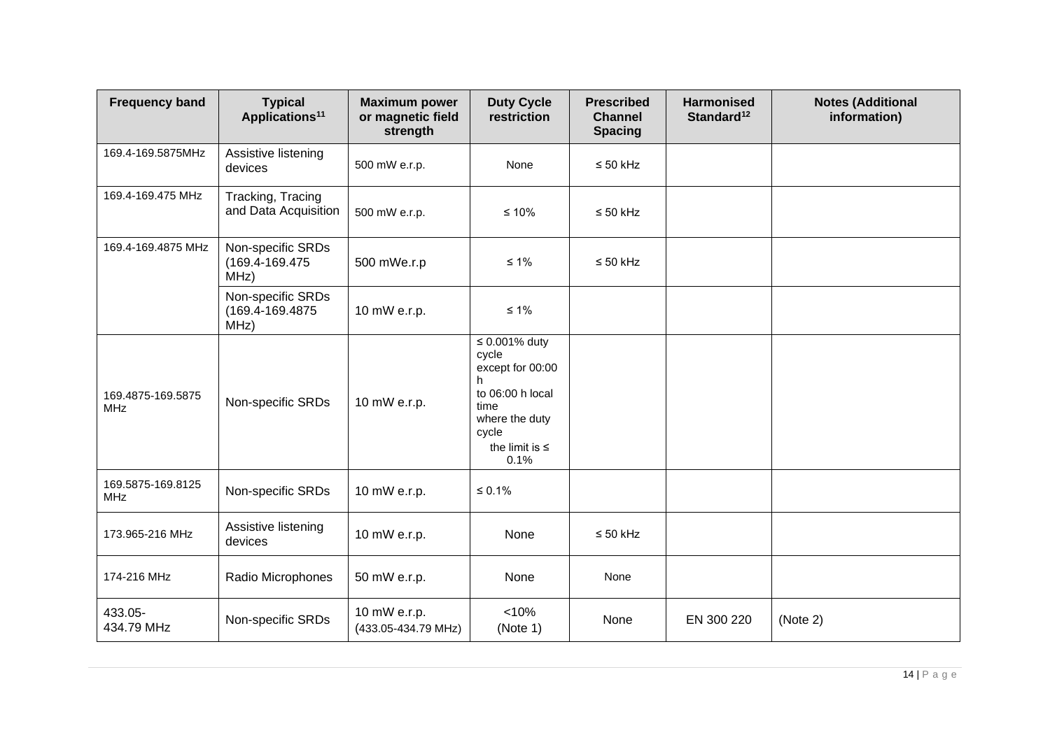| Frequency band | Typical Applications[11] | Maximum power or magnetic field strength | Duty Cycle restriction | Prescribed Channel Spacing | Harmonised Standard[12] | Notes (Additional information) |
|---|---|---|---|---|---|---|
| 169.4-169.5875MHz | Assistive listening devices | 500 mW e.r.p. | None | ≤ 50 kHz | | |
| 169.4-169.475 MHz | Tracking, Tracing and Data Acquisition | 500 mW e.r.p. | ≤ 10% | ≤ 50 kHz | | |
| 169.4-169.4875 MHz | Non-specific SRDs (169.4-169.475 MHz) | 500 mWe.r.p | ≤ 1% | ≤ 50 kHz | | |
| | Non-specific SRDs (169.4-169.4875 MHz) | 10 mW e.r.p. | ≤ 1% | | | |
| 169.4875-169.5875 MHz | Non-specific SRDs | 10 mW e.r.p. | ≤ 0.001% duty cycle except for 00:00 h to 06:00 h local time where the duty cycle the limit is ≤ 0.1% | | | |
| 169.5875-169.8125 MHz | Non-specific SRDs | 10 mW e.r.p. | ≤ 0.1% | | | |
| 173.965-216 MHz | Assistive listening devices | 10 mW e.r.p. | None | ≤ 50 kHz | | |
| 174-216 MHz | Radio Microphones | 50 mW e.r.p. | None | None | | |
| 433.05-434.79 MHz | Non-specific SRDs | 10 mW e.r.p. (433.05-434.79 MHz) | <10% (Note 1) | None | EN 300 220 | (Note 2) |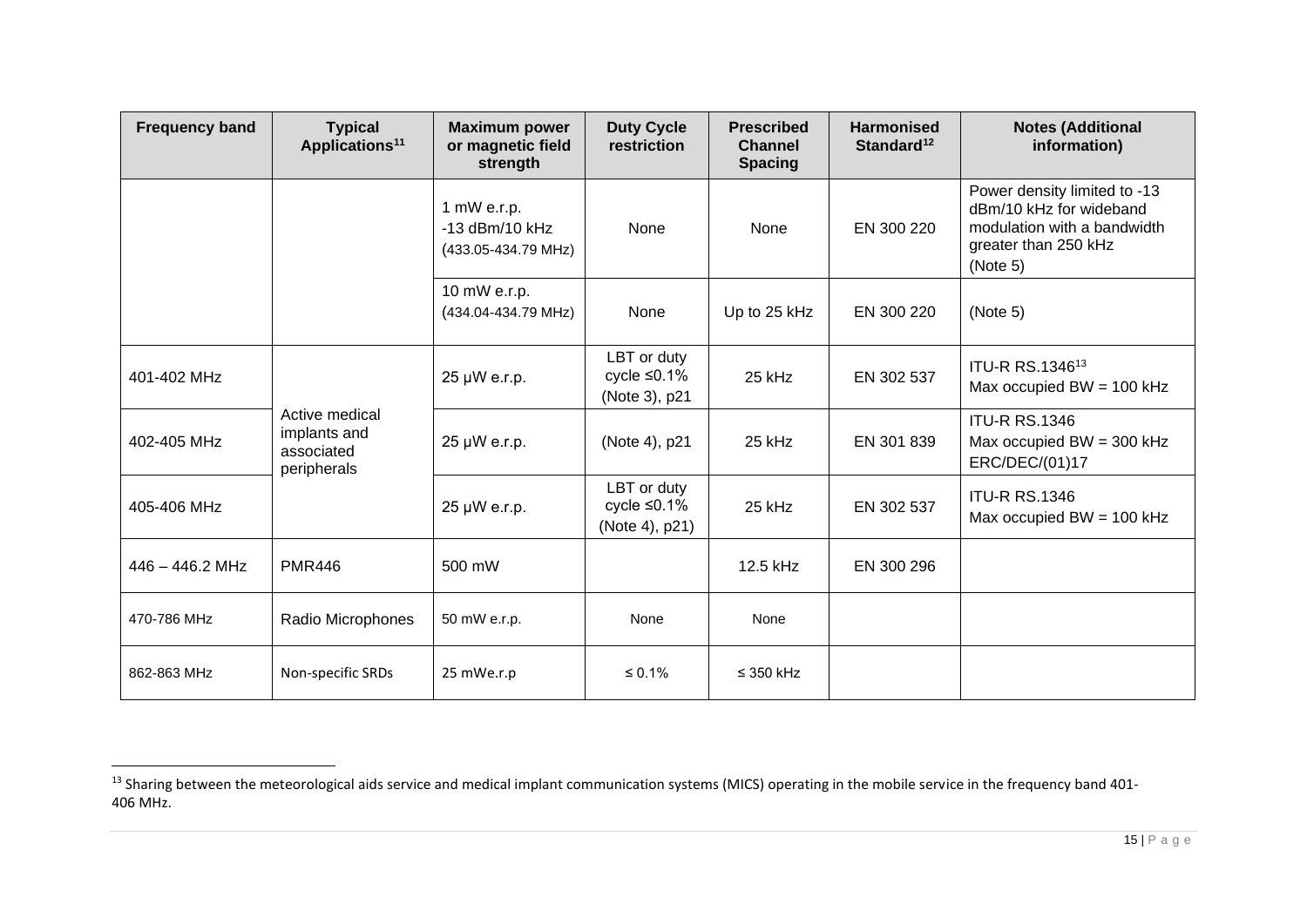| Frequency band | Typical Applications[11] | Maximum power or magnetic field strength | Duty Cycle restriction | Prescribed Channel Spacing | Harmonised Standard[12] | Notes (Additional information) |
|---|---|---|---|---|---|---|
| | | 1 mW e.r.p. -13 dBm/10 kHz (433.05-434.79 MHz) | None | None | EN 300 220 | Power density limited to -13 dBm/10 kHz for wideband modulation with a bandwidth greater than 250 kHz (Note 5) |
| | | 10 mW e.r.p. (434.04-434.79 MHz) | None | Up to 25 kHz | EN 300 220 | (Note 5) |
| 401-402 MHz | Active medical implants and associated peripherals | 25 µW e.r.p. | LBT or duty cycle ≤0.1% (Note 3), p21 | 25 kHz | EN 302 537 | ITU-R RS.1346[13] Max occupied BW = 100 kHz |
| 402-405 MHz | | 25 µW e.r.p. | (Note 4), p21 | 25 kHz | EN 301 839 | ITU-R RS.1346 Max occupied BW = 300 kHz ERC/DEC/(01)17 |
| 405-406 MHz | | 25 µW e.r.p. | LBT or duty cycle ≤0.1% (Note 4), p21) | 25 kHz | EN 302 537 | ITU-R RS.1346 Max occupied BW = 100 kHz |
| 446 – 446.2 MHz | PMR446 | 500 mW | | 12.5 kHz | EN 300 296 | |
| 470-786 MHz | Radio Microphones | 50 mW e.r.p. | None | None | | |
| 862-863 MHz | Non-specific SRDs | 25 mWe.r.p | ≤ 0.1% | ≤ 350 kHz | | |

[13] Sharing between the meteorological aids service and medical implant communication systems (MICS) operating in the mobile service in the frequency band 401-406 MHz.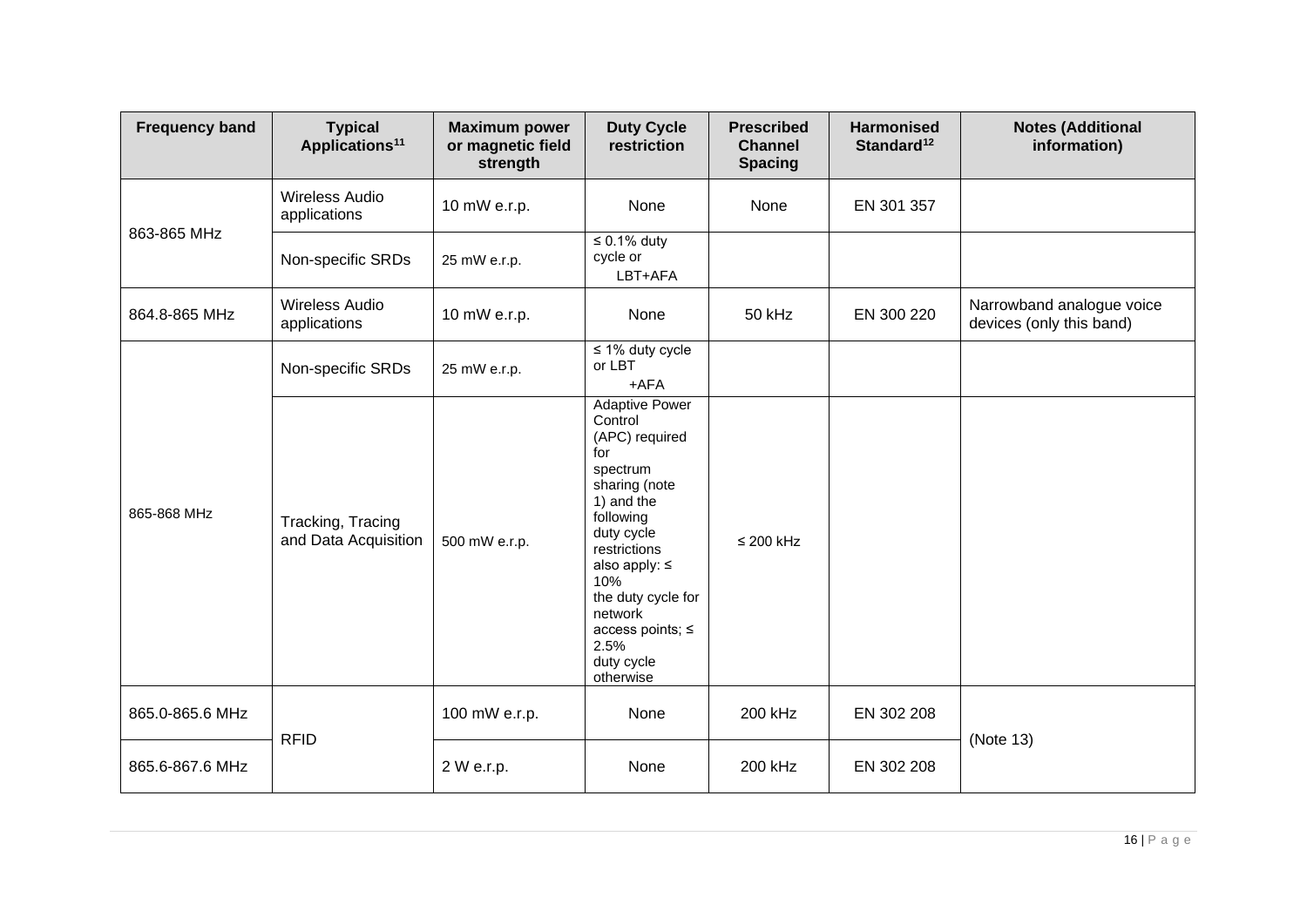| Frequency band | Typical Applications[11] | Maximum power or magnetic field strength | Duty Cycle restriction | Prescribed Channel Spacing | Harmonised Standard[12] | Notes (Additional information) |
|---|---|---|---|---|---|---|
| 863-865 MHz | Wireless Audio applications | 10 mW e.r.p. | None | None | EN 301 357 | |
| | Non-specific SRDs | 25 mW e.r.p. | ≤ 0.1% duty cycle or LBT+AFA | | | |
| 864.8-865 MHz | Wireless Audio applications | 10 mW e.r.p. | None | 50 kHz | EN 300 220 | Narrowband analogue voice devices (only this band) |
| 865-868 MHz | Non-specific SRDs | 25 mW e.r.p. | ≤ 1% duty cycle or LBT +AFA | | | |
| | Tracking, Tracing and Data Acquisition | 500 mW e.r.p. | Adaptive Power Control (APC) required for spectrum sharing (note 1) and the following duty cycle restrictions also apply: ≤ 10% the duty cycle for network access points; ≤ 2.5% duty cycle otherwise | ≤ 200 kHz | | |
| 865.0-865.6 MHz | RFID | 100 mW e.r.p. | None | 200 kHz | EN 302 208 | (Note 13) |
| 865.6-867.6 MHz | | 2 W e.r.p. | None | 200 kHz | EN 302 208 | |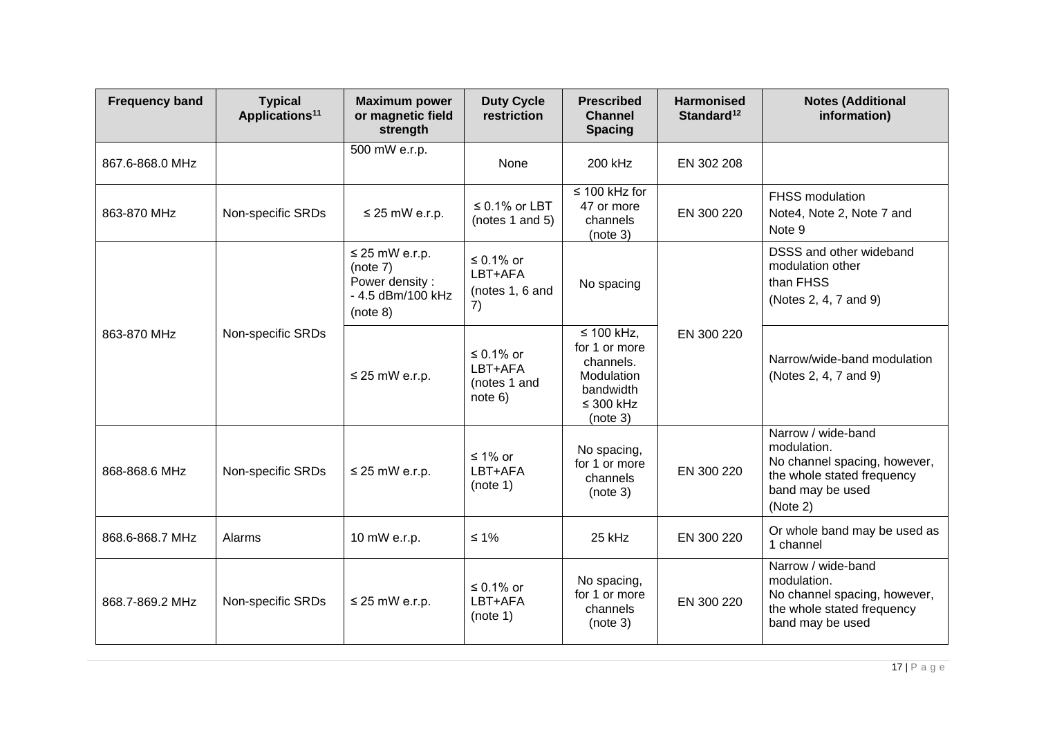| Frequency band | Typical Applications[11] | Maximum power or magnetic field strength | Duty Cycle restriction | Prescribed Channel Spacing | Harmonised Standard[12] | Notes (Additional information) |
|---|---|---|---|---|---|---|
| 867.6-868.0 MHz | | 500 mW e.r.p. | None | 200 kHz | EN 302 208 | |
| 863-870 MHz | Non-specific SRDs | ≤ 25 mW e.r.p. | ≤ 0.1% or LBT (notes 1 and 5) | ≤ 100 kHz for 47 or more channels (note 3) | EN 300 220 | FHSS modulation Note4, Note 2, Note 7 and Note 9 |
| 863-870 MHz | Non-specific SRDs | ≤ 25 mW e.r.p. (note 7) Power density : - 4.5 dBm/100 kHz (note 8) | ≤ 0.1% or LBT+AFA (notes 1, 6 and 7) | No spacing | EN 300 220 | DSSS and other wideband modulation other than FHSS (Notes 2, 4, 7 and 9) |
| | | ≤ 25 mW e.r.p. | ≤ 0.1% or LBT+AFA (notes 1 and note 6) | ≤ 100 kHz, for 1 or more channels. Modulation bandwidth ≤ 300 kHz (note 3) | | Narrow/wide-band modulation (Notes 2, 4, 7 and 9) |
| 868-868.6 MHz | Non-specific SRDs | ≤ 25 mW e.r.p. | ≤ 1% or LBT+AFA (note 1) | No spacing, for 1 or more channels (note 3) | EN 300 220 | Narrow / wide-band modulation. No channel spacing, however, the whole stated frequency band may be used (Note 2) |
| 868.6-868.7 MHz | Alarms | 10 mW e.r.p. | ≤ 1% | 25 kHz | EN 300 220 | Or whole band may be used as 1 channel |
| 868.7-869.2 MHz | Non-specific SRDs | ≤ 25 mW e.r.p. | ≤ 0.1% or LBT+AFA (note 1) | No spacing, for 1 or more channels (note 3) | EN 300 220 | Narrow / wide-band modulation. No channel spacing, however, the whole stated frequency band may be used |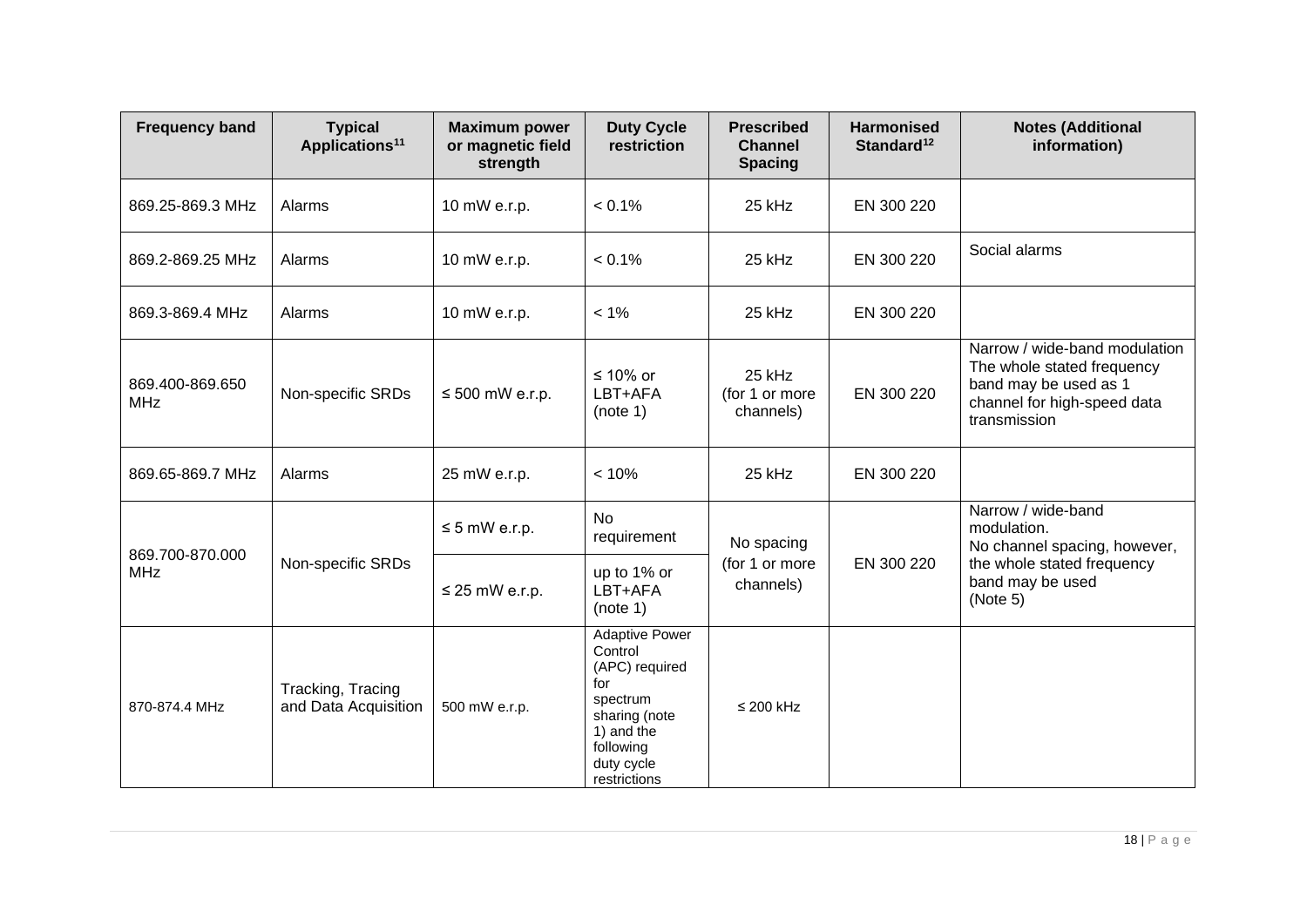| Frequency band | Typical Applications[11] | Maximum power or magnetic field strength | Duty Cycle restriction | Prescribed Channel Spacing | Harmonised Standard[12] | Notes (Additional information) |
|---|---|---|---|---|---|---|
| 869.25-869.3 MHz | Alarms | 10 mW e.r.p. | < 0.1% | 25 kHz | EN 300 220 | |
| 869.2-869.25 MHz | Alarms | 10 mW e.r.p. | < 0.1% | 25 kHz | EN 300 220 | Social alarms |
| 869.3-869.4 MHz | Alarms | 10 mW e.r.p. | < 1% | 25 kHz | EN 300 220 | |
| 869.400-869.650 MHz | Non-specific SRDs | ≤ 500 mW e.r.p. | ≤ 10% or LBT+AFA (note 1) | 25 kHz (for 1 or more channels) | EN 300 220 | Narrow / wide-band modulation The whole stated frequency band may be used as 1 channel for high-speed data transmission |
| 869.65-869.7 MHz | Alarms | 25 mW e.r.p. | < 10% | 25 kHz | EN 300 220 | |
| 869.700-870.000 MHz | Non-specific SRDs | ≤ 5 mW e.r.p. | No requirement | No spacing (for 1 or more channels) | EN 300 220 | Narrow / wide-band modulation. No channel spacing, however, the whole stated frequency band may be used (Note 5) |
| | | ≤ 25 mW e.r.p. | up to 1% or LBT+AFA (note 1) | | | |
| 870-874.4 MHz | Tracking, Tracing and Data Acquisition | 500 mW e.r.p. | Adaptive Power Control (APC) required for spectrum sharing (note 1) and the following duty cycle restrictions | ≤ 200 kHz | | |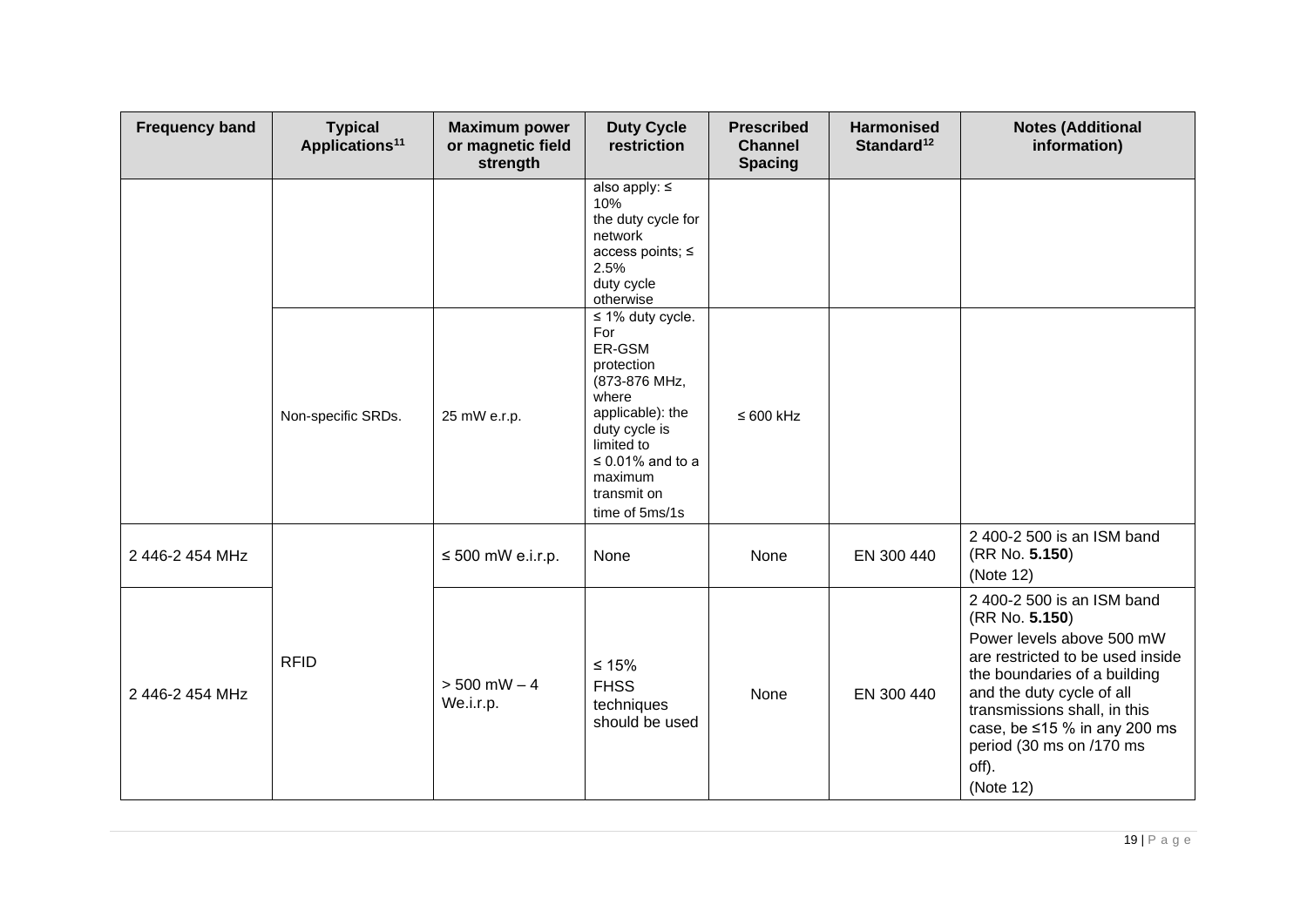| Frequency band | Typical Applications[11] | Maximum power or magnetic field strength | Duty Cycle restriction | Prescribed Channel Spacing | Harmonised Standard[12] | Notes (Additional information) |
|---|---|---|---|---|---|---|
| | | | also apply: ≤ 10% the duty cycle for network access points; ≤ 2.5% duty cycle otherwise | | | |
| | Non-specific SRDs. | 25 mW e.r.p. | ≤ 1% duty cycle. For ER-GSM protection (873-876 MHz, where applicable): the duty cycle is limited to ≤ 0.01% and to a maximum transmit on time of 5ms/1s | ≤ 600 kHz | | |
| 2 446-2 454 MHz | RFID | ≤ 500 mW e.i.r.p. | None | None | EN 300 440 | 2 400-2 500 is an ISM band (RR No. **5.150**) (Note 12) |
| 2 446-2 454 MHz | RFID | > 500 mW – 4 We.i.r.p. | ≤ 15% FHSS techniques should be used | None | EN 300 440 | 2 400-2 500 is an ISM band (RR No. **5.150**) Power levels above 500 mW are restricted to be used inside the boundaries of a building and the duty cycle of all transmissions shall, in this case, be ≤15 % in any 200 ms period (30 ms on /170 ms off). (Note 12) |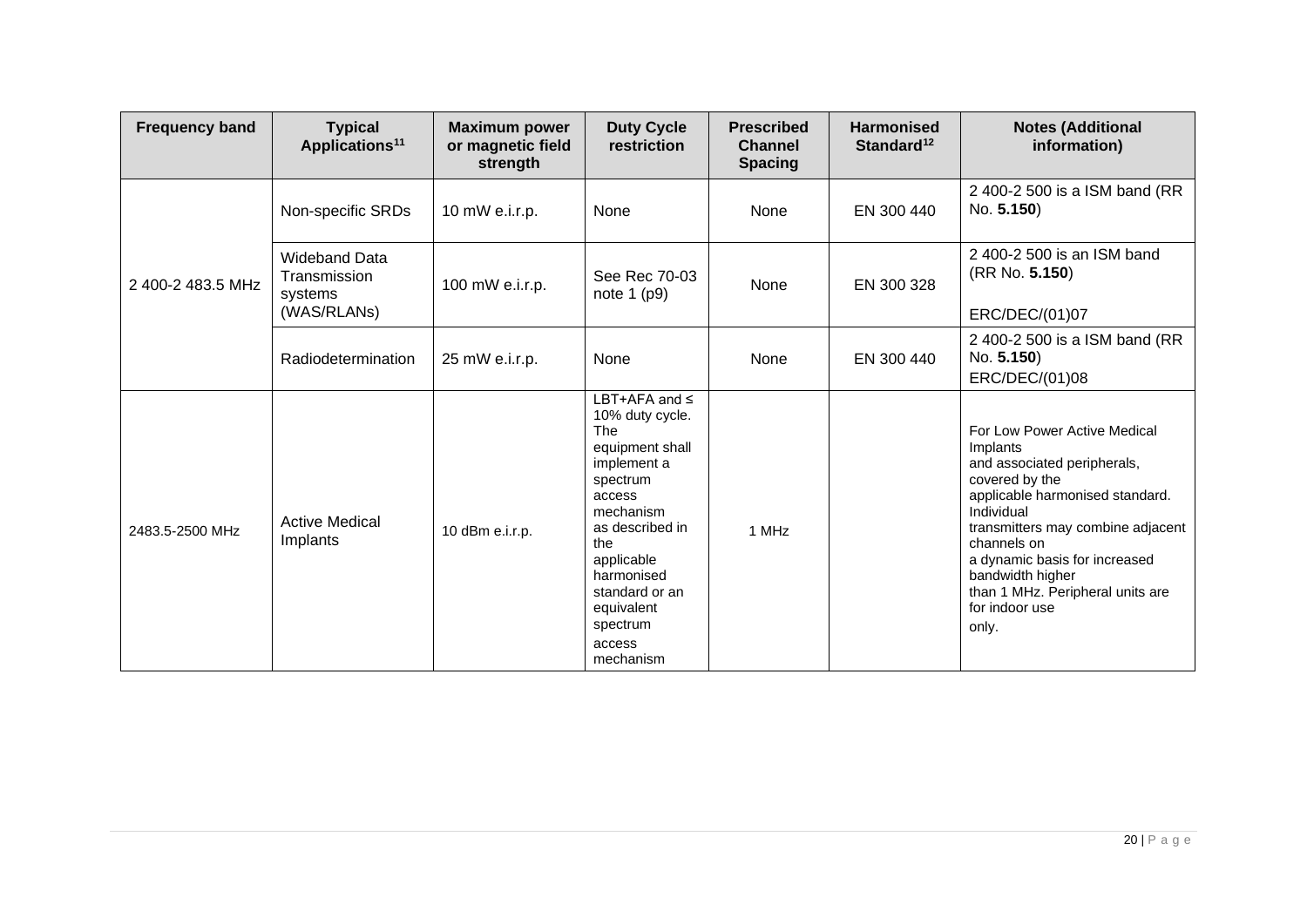| Frequency band | Typical Applications[11] | Maximum power or magnetic field strength | Duty Cycle restriction | Prescribed Channel Spacing | Harmonised Standard[12] | Notes (Additional information) |
|---|---|---|---|---|---|---|
| 2 400-2 483.5 MHz | Non-specific SRDs | 10 mW e.i.r.p. | None | None | EN 300 440 | 2 400-2 500 is a ISM band (RR No. **5.150**) |
| | Wideband Data Transmission systems (WAS/RLANs) | 100 mW e.i.r.p. | See Rec 70-03 note 1 (p9) | None | EN 300 328 | 2 400-2 500 is an ISM band (RR No. **5.150**) ERC/DEC/(01)07 |
| | Radiodetermination | 25 mW e.i.r.p. | None | None | EN 300 440 | 2 400-2 500 is a ISM band (RR No. **5.150**) ERC/DEC/(01)08 |
| 2483.5-2500 MHz | Active Medical Implants | 10 dBm e.i.r.p. | LBT+AFA and ≤ 10% duty cycle. The equipment shall implement a spectrum access mechanism as described in the applicable harmonised standard or an equivalent spectrum access mechanism | 1 MHz | | For Low Power Active Medical Implants and associated peripherals, covered by the applicable harmonised standard. Individual transmitters may combine adjacent channels on a dynamic basis for increased bandwidth higher than 1 MHz. Peripheral units are for indoor use only. |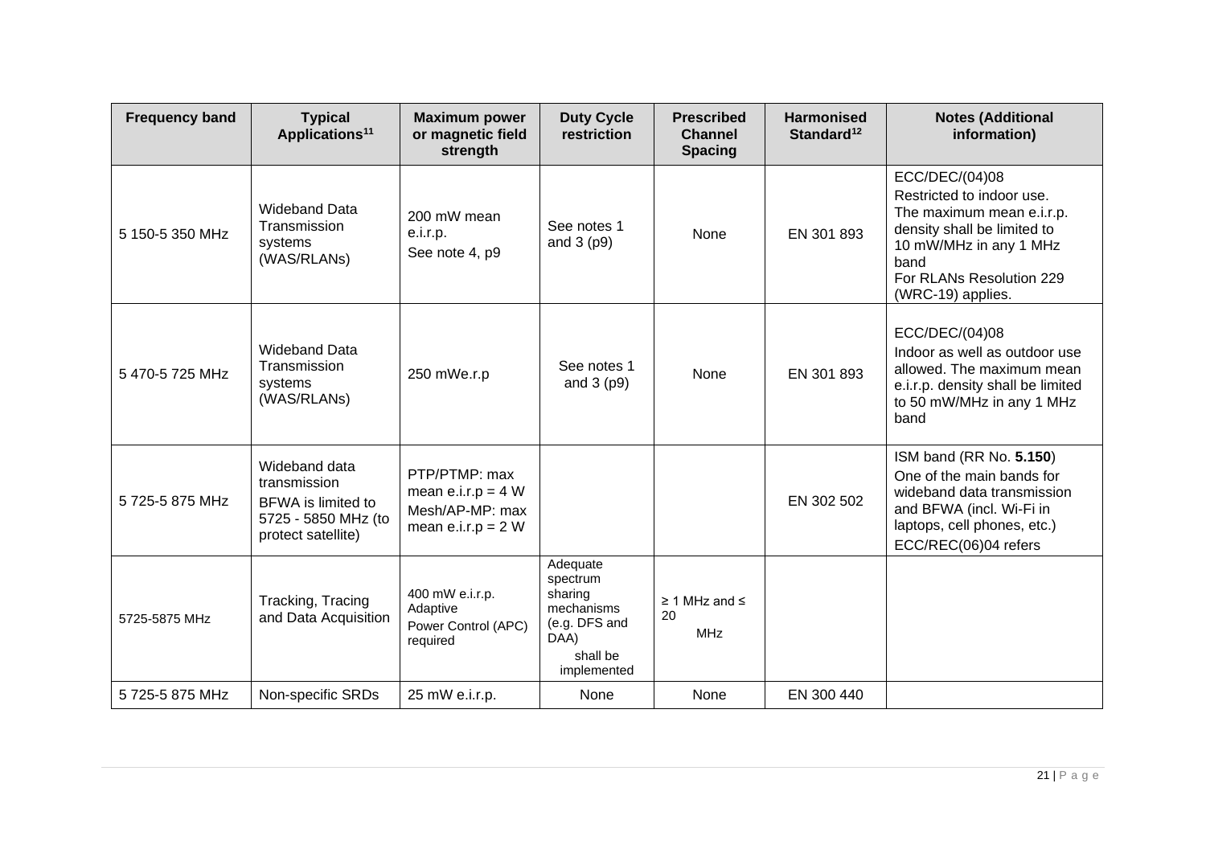| Frequency band | Typical Applications[11] | Maximum power or magnetic field strength | Duty Cycle restriction | Prescribed Channel Spacing | Harmonised Standard[12] | Notes (Additional information) |
|---|---|---|---|---|---|---|
| 5 150-5 350 MHz | Wideband Data Transmission systems (WAS/RLANs) | 200 mW mean e.i.r.p. See note 4, p9 | See notes 1 and 3 (p9) | None | EN 301 893 | ECC/DEC/(04)08 Restricted to indoor use. The maximum mean e.i.r.p. density shall be limited to 10 mW/MHz in any 1 MHz band For RLANs Resolution 229 (WRC-19) applies. |
| 5 470-5 725 MHz | Wideband Data Transmission systems (WAS/RLANs) | 250 mWe.r.p | See notes 1 and 3 (p9) | None | EN 301 893 | ECC/DEC/(04)08 Indoor as well as outdoor use allowed. The maximum mean e.i.r.p. density shall be limited to 50 mW/MHz in any 1 MHz band |
| 5 725-5 875 MHz | Wideband data transmission BFWA is limited to 5725 - 5850 MHz (to protect satellite) | PTP/PTMP: max mean e.i.r.p = 4 W Mesh/AP-MP: max mean e.i.r.p = 2 W | | | EN 302 502 | ISM band (RR No. **5.150**) One of the main bands for wideband data transmission and BFWA (incl. Wi-Fi in laptops, cell phones, etc.) ECC/REC(06)04 refers |
| 5725-5875 MHz | Tracking, Tracing and Data Acquisition | 400 mW e.i.r.p. Adaptive Power Control (APC) required | Adequate spectrum sharing mechanisms (e.g. DFS and DAA) shall be implemented | ≥ 1 MHz and ≤ 20 MHz | | |
| 5 725-5 875 MHz | Non-specific SRDs | 25 mW e.i.r.p. | None | None | EN 300 440 | |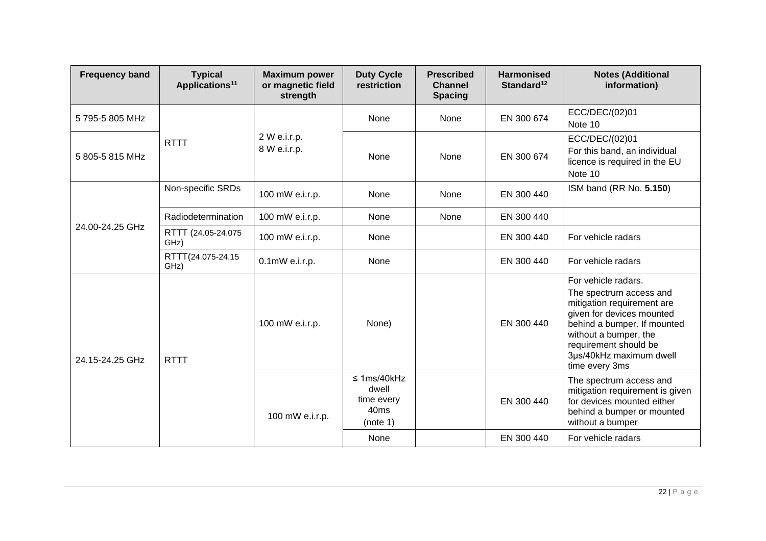| Frequency band | Typical Applications[11] | Maximum power or magnetic field strength | Duty Cycle restriction | Prescribed Channel Spacing | Harmonised Standard[12] | Notes (Additional information) |
|---|---|---|---|---|---|---|
| 5 795-5 805 MHz | RTTT | 2 W e.i.r.p.<br>8 W e.i.r.p. | None | None | EN 300 674 | ECC/DEC/(02)01<br>Note 10 |
| 5 805-5 815 MHz | | | None | None | EN 300 674 | ECC/DEC/(02)01<br>For this band, an individual licence is required in the EU<br>Note 10 |
| 24.00-24.25 GHz | Non-specific SRDs | 100 mW e.i.r.p. | None | None | EN 300 440 | ISM band (RR No. **5.150**) |
| | Radiodetermination | 100 mW e.i.r.p. | None | None | EN 300 440 | |
| | RTTT (24.05-24.075 GHz) | 100 mW e.i.r.p. | None | | EN 300 440 | For vehicle radars |
| | RTTT(24.075-24.15 GHz) | 0.1mW e.i.r.p. | None | | EN 300 440 | For vehicle radars |
| 24.15-24.25 GHz | RTTT | 100 mW e.i.r.p. | None) | | EN 300 440 | For vehicle radars.<br>The spectrum access and mitigation requirement are given for devices mounted behind a bumper. If mounted without a bumper, the requirement should be 3μs/40kHz maximum dwell time every 3ms |
| | | 100 mW e.i.r.p. | ≤ 1ms/40kHz dwell time every 40ms (note 1) | | EN 300 440 | The spectrum access and mitigation requirement is given for devices mounted either behind a bumper or mounted without a bumper |
| | | | None | | EN 300 440 | For vehicle radars |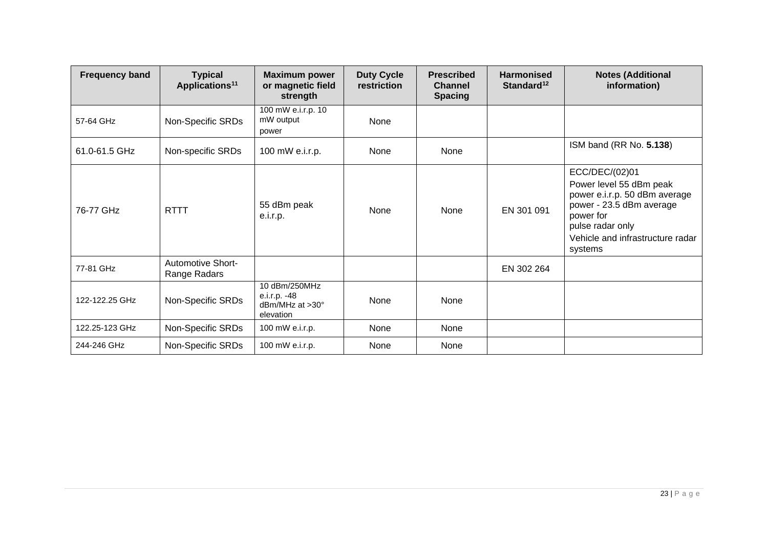| Frequency band | Typical Applications[11] | Maximum power or magnetic field strength | Duty Cycle restriction | Prescribed Channel Spacing | Harmonised Standard[12] | Notes (Additional information) |
|---|---|---|---|---|---|---|
| 57-64 GHz | Non-Specific SRDs | 100 mW e.i.r.p. 10 mW output power | None | | | |
| 61.0-61.5 GHz | Non-specific SRDs | 100 mW e.i.r.p. | None | None | | ISM band (RR No. **5.138**) |
| 76-77 GHz | RTTT | 55 dBm peak e.i.r.p. | None | None | EN 301 091 | ECC/DEC/(02)01 Power level 55 dBm peak power e.i.r.p. 50 dBm average power - 23.5 dBm average power for pulse radar only Vehicle and infrastructure radar systems |
| 77-81 GHz | Automotive Short-Range Radars | | | | EN 302 264 | |
| 122-122.25 GHz | Non-Specific SRDs | 10 dBm/250MHz e.i.r.p. -48 dBm/MHz at >30° elevation | None | None | | |
| 122.25-123 GHz | Non-Specific SRDs | 100 mW e.i.r.p. | None | None | | |
| 244-246 GHz | Non-Specific SRDs | 100 mW e.i.r.p. | None | None | | |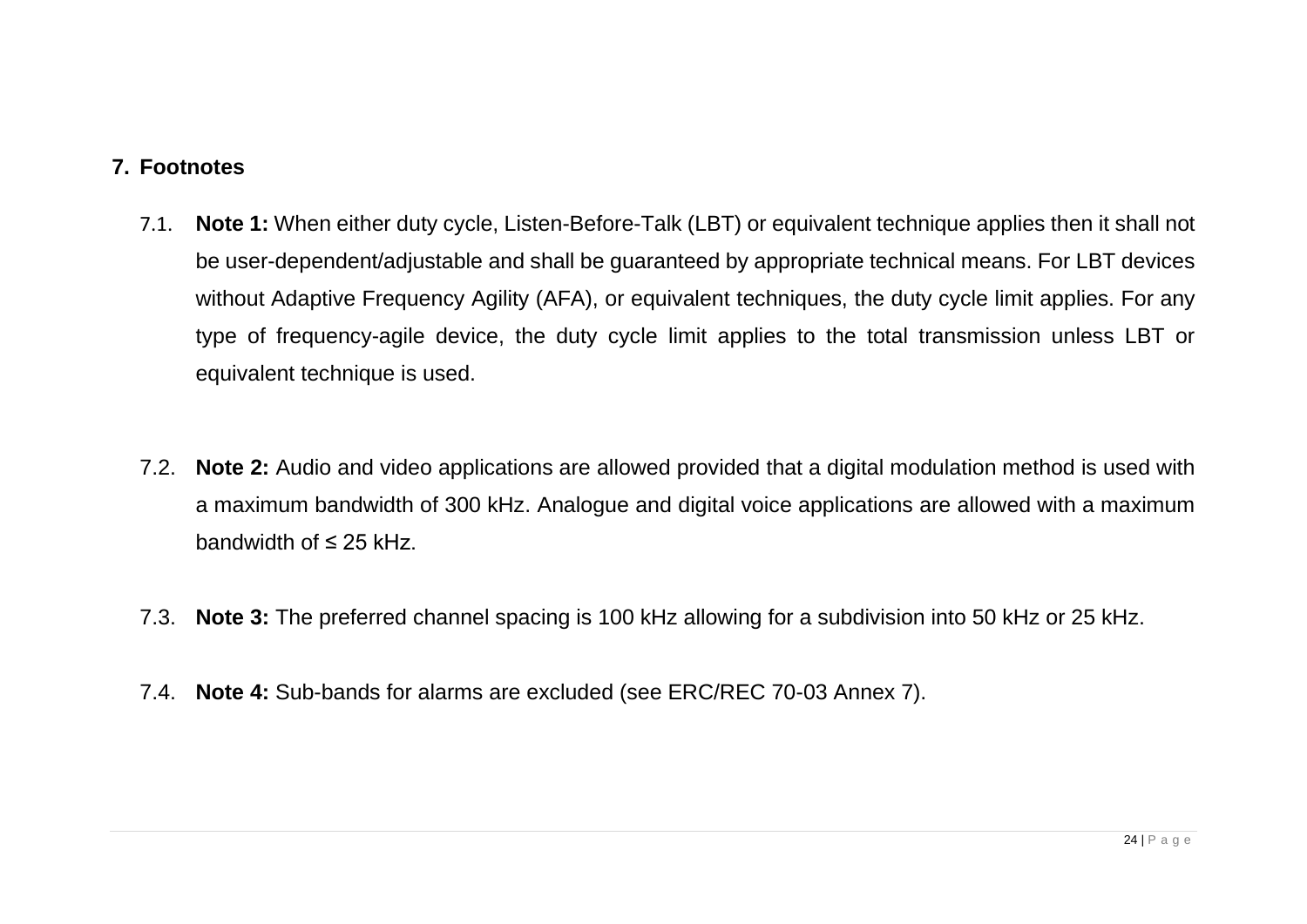## 7. Footnotes

7.1. **Note 1:** When either duty cycle, Listen-Before-Talk (LBT) or equivalent technique applies then it shall not be user-dependent/adjustable and shall be guaranteed by appropriate technical means. For LBT devices without Adaptive Frequency Agility (AFA), or equivalent techniques, the duty cycle limit applies. For any type of frequency-agile device, the duty cycle limit applies to the total transmission unless LBT or equivalent technique is used.

7.2. **Note 2:** Audio and video applications are allowed provided that a digital modulation method is used with a maximum bandwidth of 300 kHz. Analogue and digital voice applications are allowed with a maximum bandwidth of ≤ 25 kHz.

7.3. **Note 3:** The preferred channel spacing is 100 kHz allowing for a subdivision into 50 kHz or 25 kHz.

7.4. **Note 4:** Sub-bands for alarms are excluded (see ERC/REC 70-03 Annex 7).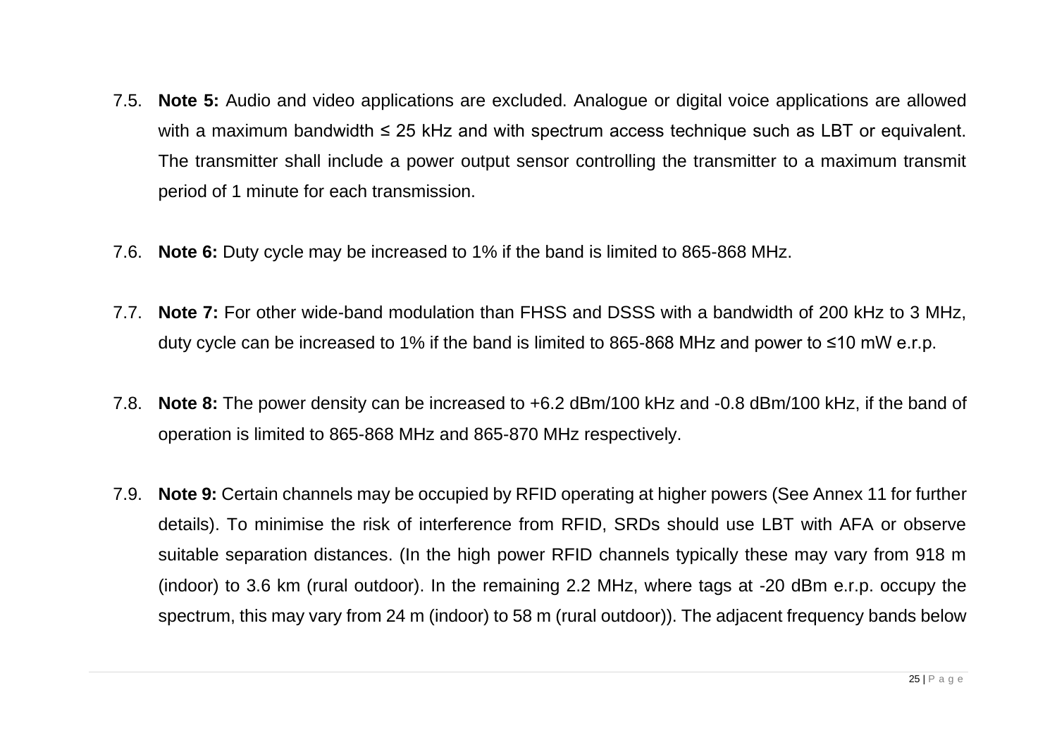7.5. **Note 5:** Audio and video applications are excluded. Analogue or digital voice applications are allowed with a maximum bandwidth ≤ 25 kHz and with spectrum access technique such as LBT or equivalent. The transmitter shall include a power output sensor controlling the transmitter to a maximum transmit period of 1 minute for each transmission.

7.6. **Note 6:** Duty cycle may be increased to 1% if the band is limited to 865-868 MHz.

7.7. **Note 7:** For other wide-band modulation than FHSS and DSSS with a bandwidth of 200 kHz to 3 MHz, duty cycle can be increased to 1% if the band is limited to 865-868 MHz and power to ≤10 mW e.r.p.

7.8. **Note 8:** The power density can be increased to +6.2 dBm/100 kHz and -0.8 dBm/100 kHz, if the band of operation is limited to 865-868 MHz and 865-870 MHz respectively.

7.9. **Note 9:** Certain channels may be occupied by RFID operating at higher powers (See Annex 11 for further details). To minimise the risk of interference from RFID, SRDs should use LBT with AFA or observe suitable separation distances. (In the high power RFID channels typically these may vary from 918 m (indoor) to 3.6 km (rural outdoor). In the remaining 2.2 MHz, where tags at -20 dBm e.r.p. occupy the spectrum, this may vary from 24 m (indoor) to 58 m (rural outdoor)). The adjacent frequency bands below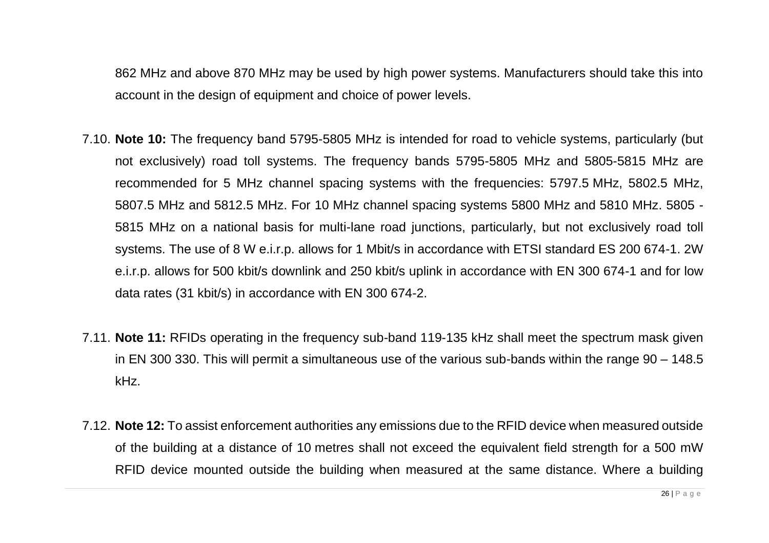862 MHz and above 870 MHz may be used by high power systems. Manufacturers should take this into account in the design of equipment and choice of power levels.

7.10. **Note 10:** The frequency band 5795-5805 MHz is intended for road to vehicle systems, particularly (but not exclusively) road toll systems. The frequency bands 5795-5805 MHz and 5805-5815 MHz are recommended for 5 MHz channel spacing systems with the frequencies: 5797.5 MHz, 5802.5 MHz, 5807.5 MHz and 5812.5 MHz. For 10 MHz channel spacing systems 5800 MHz and 5810 MHz. 5805 - 5815 MHz on a national basis for multi-lane road junctions, particularly, but not exclusively road toll systems. The use of 8 W e.i.r.p. allows for 1 Mbit/s in accordance with ETSI standard ES 200 674-1. 2W e.i.r.p. allows for 500 kbit/s downlink and 250 kbit/s uplink in accordance with EN 300 674-1 and for low data rates (31 kbit/s) in accordance with EN 300 674-2.

7.11. **Note 11:** RFIDs operating in the frequency sub-band 119-135 kHz shall meet the spectrum mask given in EN 300 330. This will permit a simultaneous use of the various sub-bands within the range 90 – 148.5 kHz.

7.12. **Note 12:** To assist enforcement authorities any emissions due to the RFID device when measured outside of the building at a distance of 10 metres shall not exceed the equivalent field strength for a 500 mW RFID device mounted outside the building when measured at the same distance. Where a building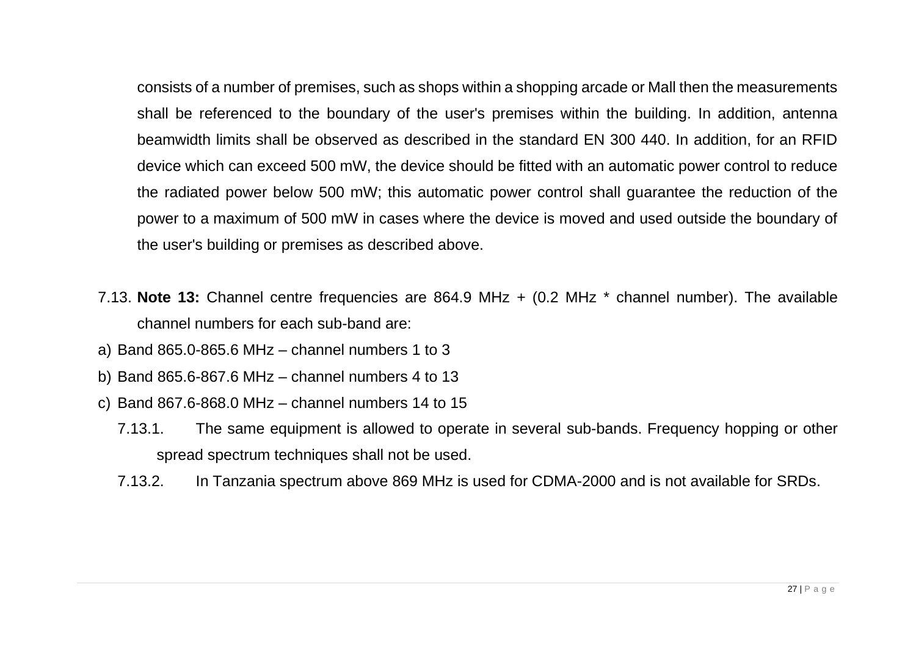consists of a number of premises, such as shops within a shopping arcade or Mall then the measurements shall be referenced to the boundary of the user's premises within the building. In addition, antenna beamwidth limits shall be observed as described in the standard EN 300 440. In addition, for an RFID device which can exceed 500 mW, the device should be fitted with an automatic power control to reduce the radiated power below 500 mW; this automatic power control shall guarantee the reduction of the power to a maximum of 500 mW in cases where the device is moved and used outside the boundary of the user's building or premises as described above.

7.13. **Note 13:** Channel centre frequencies are 864.9 MHz + (0.2 MHz * channel number). The available channel numbers for each sub-band are:

a) Band 865.0-865.6 MHz – channel numbers 1 to 3

b) Band 865.6-867.6 MHz – channel numbers 4 to 13

c) Band 867.6-868.0 MHz – channel numbers 14 to 15

7.13.1. The same equipment is allowed to operate in several sub-bands. Frequency hopping or other spread spectrum techniques shall not be used.

7.13.2. In Tanzania spectrum above 869 MHz is used for CDMA-2000 and is not available for SRDs.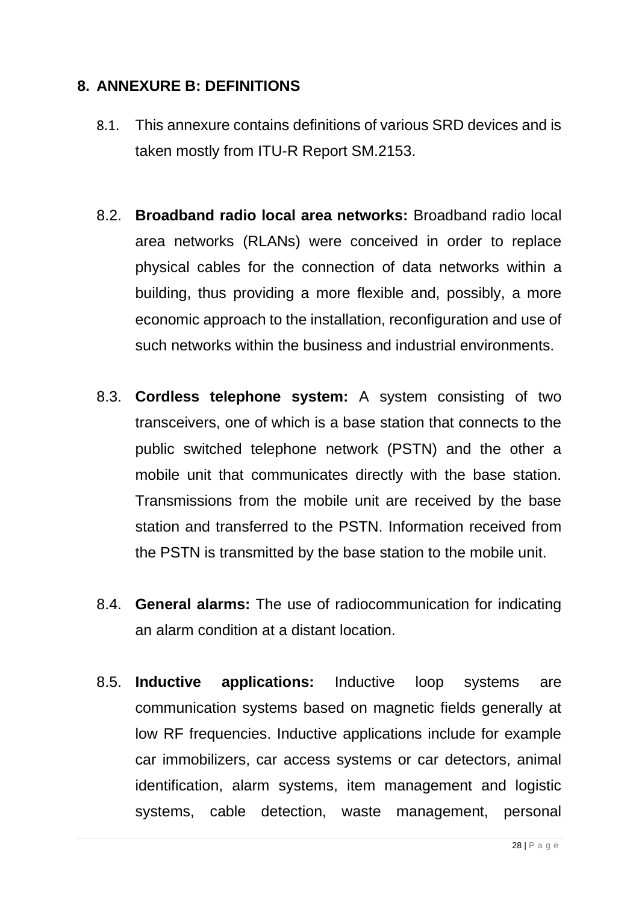## 8. ANNEXURE B: DEFINITIONS

8.1. This annexure contains definitions of various SRD devices and is taken mostly from ITU-R Report SM.2153.

8.2. **Broadband radio local area networks:** Broadband radio local area networks (RLANs) were conceived in order to replace physical cables for the connection of data networks within a building, thus providing a more flexible and, possibly, a more economic approach to the installation, reconfiguration and use of such networks within the business and industrial environments.

8.3. **Cordless telephone system:** A system consisting of two transceivers, one of which is a base station that connects to the public switched telephone network (PSTN) and the other a mobile unit that communicates directly with the base station. Transmissions from the mobile unit are received by the base station and transferred to the PSTN. Information received from the PSTN is transmitted by the base station to the mobile unit.

8.4. **General alarms:** The use of radiocommunication for indicating an alarm condition at a distant location.

8.5. **Inductive applications:** Inductive loop systems are communication systems based on magnetic fields generally at low RF frequencies. Inductive applications include for example car immobilizers, car access systems or car detectors, animal identification, alarm systems, item management and logistic systems, cable detection, waste management, personal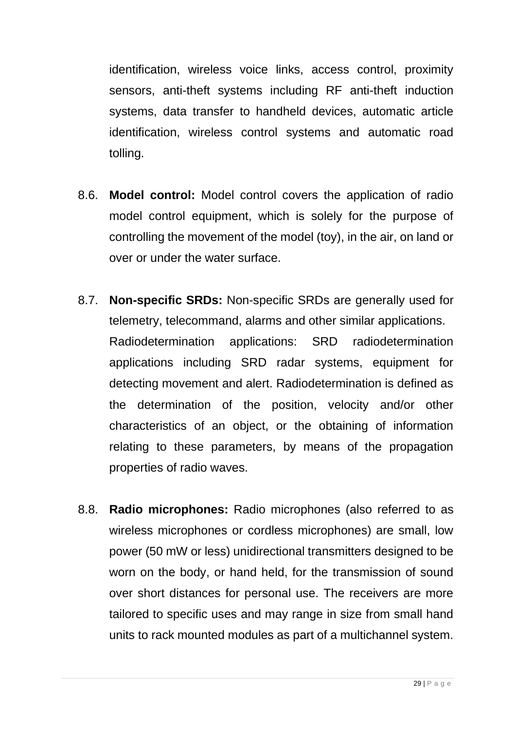identification, wireless voice links, access control, proximity sensors, anti-theft systems including RF anti-theft induction systems, data transfer to handheld devices, automatic article identification, wireless control systems and automatic road tolling.

8.6. **Model control:** Model control covers the application of radio model control equipment, which is solely for the purpose of controlling the movement of the model (toy), in the air, on land or over or under the water surface.

8.7. **Non-specific SRDs:** Non-specific SRDs are generally used for telemetry, telecommand, alarms and other similar applications. Radiodetermination applications: SRD radiodetermination applications including SRD radar systems, equipment for detecting movement and alert. Radiodetermination is defined as the determination of the position, velocity and/or other characteristics of an object, or the obtaining of information relating to these parameters, by means of the propagation properties of radio waves.

8.8. **Radio microphones:** Radio microphones (also referred to as wireless microphones or cordless microphones) are small, low power (50 mW or less) unidirectional transmitters designed to be worn on the body, or hand held, for the transmission of sound over short distances for personal use. The receivers are more tailored to specific uses and may range in size from small hand units to rack mounted modules as part of a multichannel system.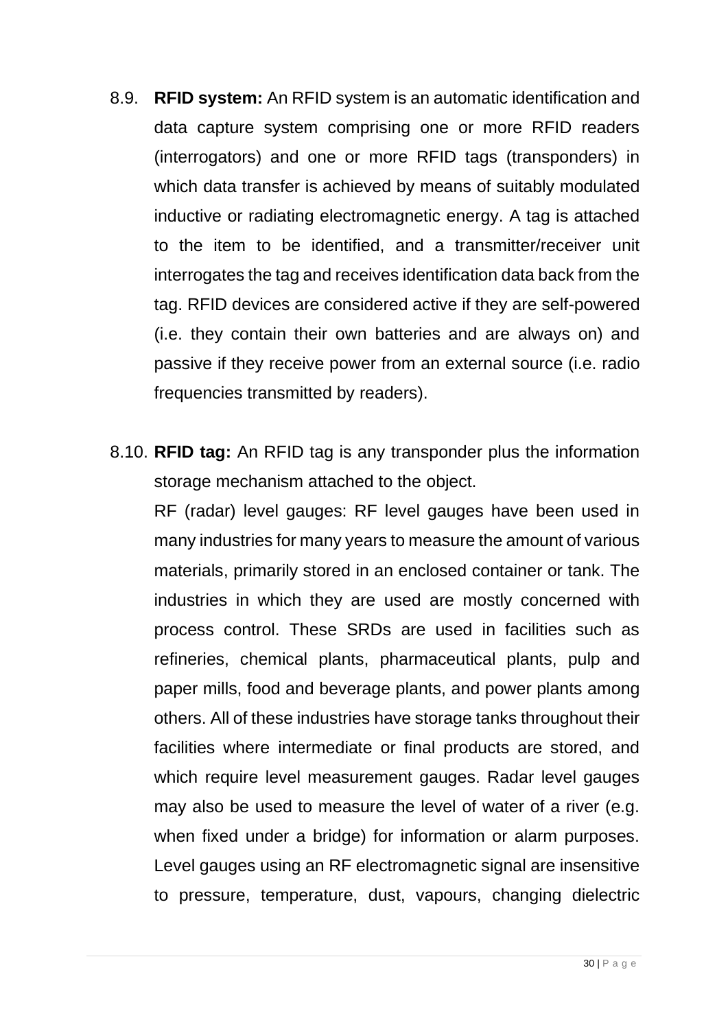8.9. **RFID system:** An RFID system is an automatic identification and data capture system comprising one or more RFID readers (interrogators) and one or more RFID tags (transponders) in which data transfer is achieved by means of suitably modulated inductive or radiating electromagnetic energy. A tag is attached to the item to be identified, and a transmitter/receiver unit interrogates the tag and receives identification data back from the tag. RFID devices are considered active if they are self-powered (i.e. they contain their own batteries and are always on) and passive if they receive power from an external source (i.e. radio frequencies transmitted by readers).

8.10. **RFID tag:** An RFID tag is any transponder plus the information storage mechanism attached to the object.

RF (radar) level gauges: RF level gauges have been used in many industries for many years to measure the amount of various materials, primarily stored in an enclosed container or tank. The industries in which they are used are mostly concerned with process control. These SRDs are used in facilities such as refineries, chemical plants, pharmaceutical plants, pulp and paper mills, food and beverage plants, and power plants among others. All of these industries have storage tanks throughout their facilities where intermediate or final products are stored, and which require level measurement gauges. Radar level gauges may also be used to measure the level of water of a river (e.g. when fixed under a bridge) for information or alarm purposes. Level gauges using an RF electromagnetic signal are insensitive to pressure, temperature, dust, vapours, changing dielectric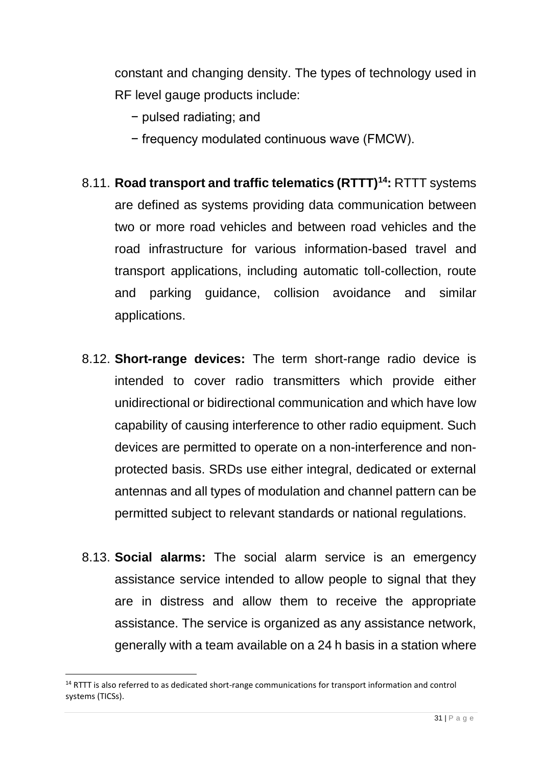constant and changing density. The types of technology used in RF level gauge products include:

- pulsed radiating; and
- frequency modulated continuous wave (FMCW).

8.11. **Road transport and traffic telematics (RTTT)[14]:** RTTT systems are defined as systems providing data communication between two or more road vehicles and between road vehicles and the road infrastructure for various information-based travel and transport applications, including automatic toll-collection, route and parking guidance, collision avoidance and similar applications.

8.12. **Short-range devices:** The term short-range radio device is intended to cover radio transmitters which provide either unidirectional or bidirectional communication and which have low capability of causing interference to other radio equipment. Such devices are permitted to operate on a non-interference and non-protected basis. SRDs use either integral, dedicated or external antennas and all types of modulation and channel pattern can be permitted subject to relevant standards or national regulations.

8.13. **Social alarms:** The social alarm service is an emergency assistance service intended to allow people to signal that they are in distress and allow them to receive the appropriate assistance. The service is organized as any assistance network, generally with a team available on a 24 h basis in a station where

---

[14] RTTT is also referred to as dedicated short-range communications for transport information and control systems (TICSs).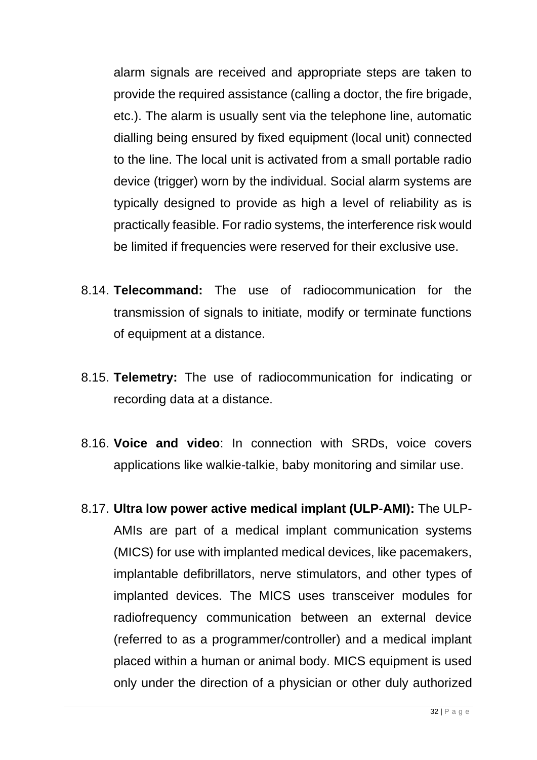alarm signals are received and appropriate steps are taken to provide the required assistance (calling a doctor, the fire brigade, etc.). The alarm is usually sent via the telephone line, automatic dialling being ensured by fixed equipment (local unit) connected to the line. The local unit is activated from a small portable radio device (trigger) worn by the individual. Social alarm systems are typically designed to provide as high a level of reliability as is practically feasible. For radio systems, the interference risk would be limited if frequencies were reserved for their exclusive use.

8.14. **Telecommand:** The use of radiocommunication for the transmission of signals to initiate, modify or terminate functions of equipment at a distance.

8.15. **Telemetry:** The use of radiocommunication for indicating or recording data at a distance.

8.16. **Voice and video**: In connection with SRDs, voice covers applications like walkie-talkie, baby monitoring and similar use.

8.17. **Ultra low power active medical implant (ULP-AMI):** The ULP-AMIs are part of a medical implant communication systems (MICS) for use with implanted medical devices, like pacemakers, implantable defibrillators, nerve stimulators, and other types of implanted devices. The MICS uses transceiver modules for radiofrequency communication between an external device (referred to as a programmer/controller) and a medical implant placed within a human or animal body. MICS equipment is used only under the direction of a physician or other duly authorized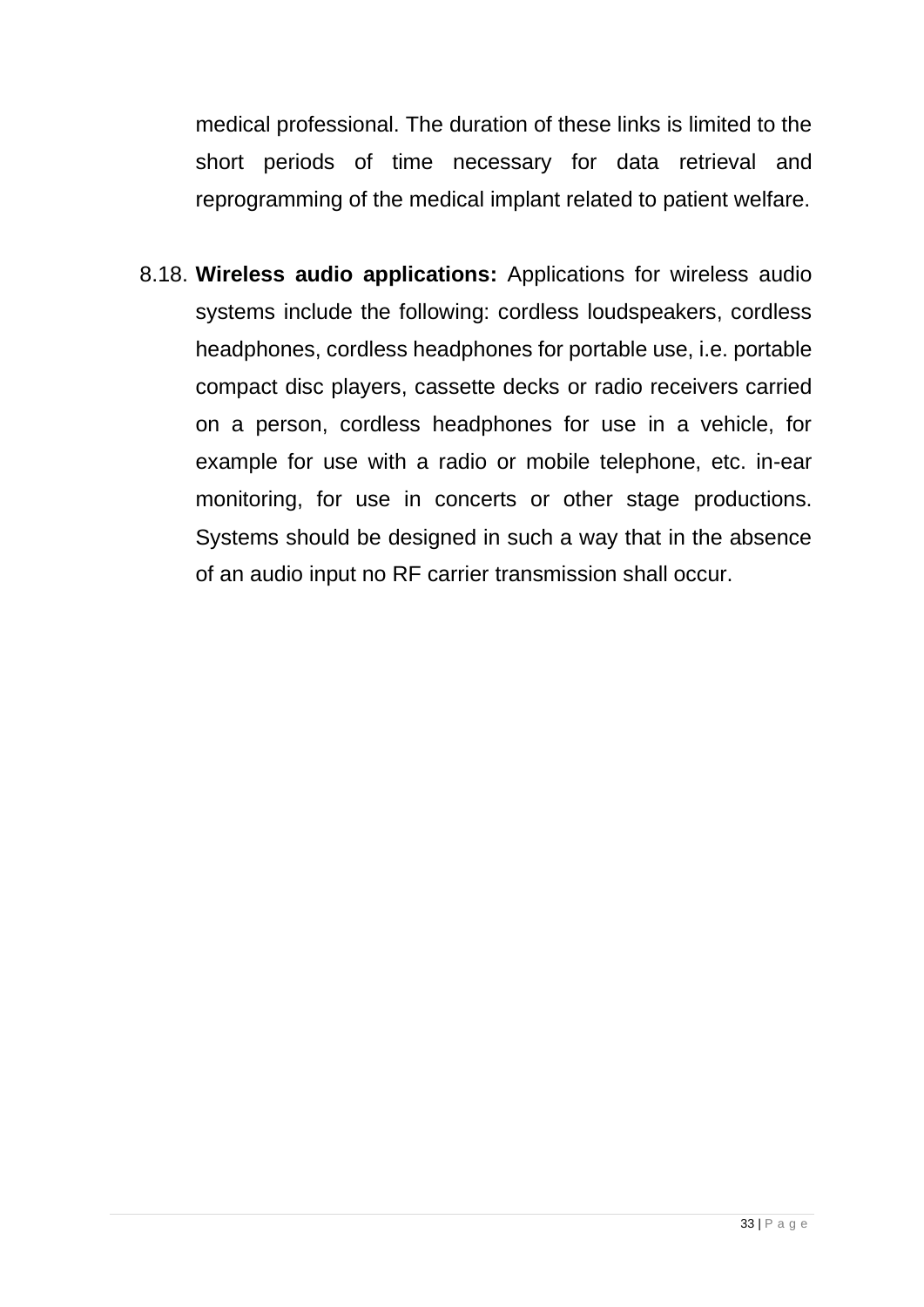medical professional. The duration of these links is limited to the short periods of time necessary for data retrieval and reprogramming of the medical implant related to patient welfare.

8.18. **Wireless audio applications:** Applications for wireless audio systems include the following: cordless loudspeakers, cordless headphones, cordless headphones for portable use, i.e. portable compact disc players, cassette decks or radio receivers carried on a person, cordless headphones for use in a vehicle, for example for use with a radio or mobile telephone, etc. in-ear monitoring, for use in concerts or other stage productions. Systems should be designed in such a way that in the absence of an audio input no RF carrier transmission shall occur.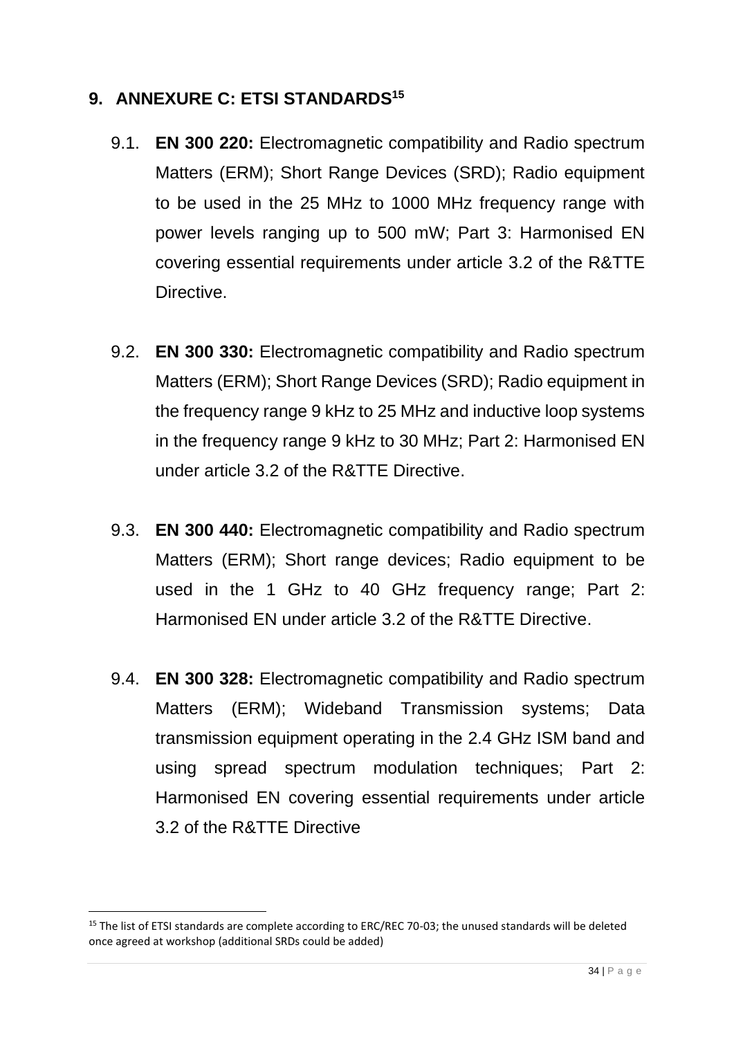## 9. ANNEXURE C: ETSI STANDARDS[15]

9.1. **EN 300 220:** Electromagnetic compatibility and Radio spectrum Matters (ERM); Short Range Devices (SRD); Radio equipment to be used in the 25 MHz to 1000 MHz frequency range with power levels ranging up to 500 mW; Part 3: Harmonised EN covering essential requirements under article 3.2 of the R&TTE Directive.

9.2. **EN 300 330:** Electromagnetic compatibility and Radio spectrum Matters (ERM); Short Range Devices (SRD); Radio equipment in the frequency range 9 kHz to 25 MHz and inductive loop systems in the frequency range 9 kHz to 30 MHz; Part 2: Harmonised EN under article 3.2 of the R&TTE Directive.

9.3. **EN 300 440:** Electromagnetic compatibility and Radio spectrum Matters (ERM); Short range devices; Radio equipment to be used in the 1 GHz to 40 GHz frequency range; Part 2: Harmonised EN under article 3.2 of the R&TTE Directive.

9.4. **EN 300 328:** Electromagnetic compatibility and Radio spectrum Matters (ERM); Wideband Transmission systems; Data transmission equipment operating in the 2.4 GHz ISM band and using spread spectrum modulation techniques; Part 2: Harmonised EN covering essential requirements under article 3.2 of the R&TTE Directive

[15] The list of ETSI standards are complete according to ERC/REC 70-03; the unused standards will be deleted once agreed at workshop (additional SRDs could be added)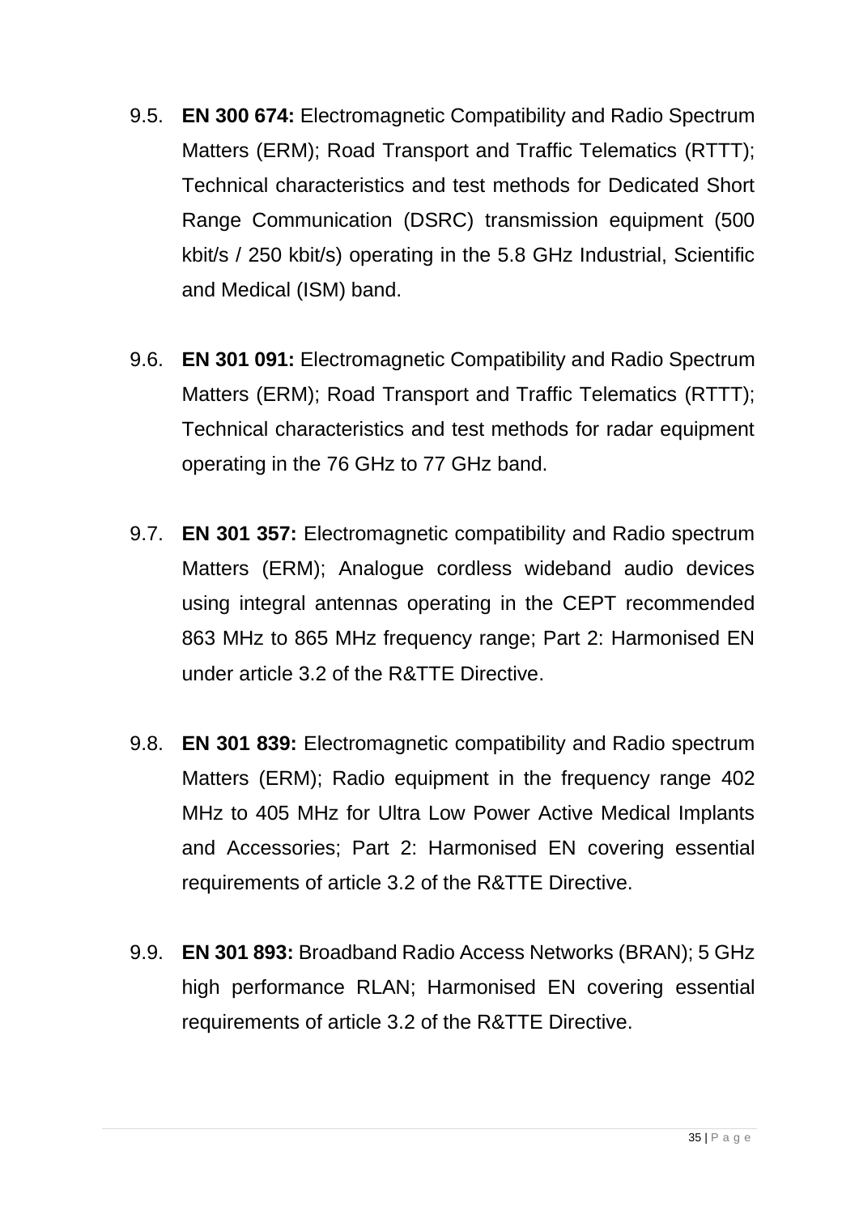9.5. **EN 300 674:** Electromagnetic Compatibility and Radio Spectrum Matters (ERM); Road Transport and Traffic Telematics (RTTT); Technical characteristics and test methods for Dedicated Short Range Communication (DSRC) transmission equipment (500 kbit/s / 250 kbit/s) operating in the 5.8 GHz Industrial, Scientific and Medical (ISM) band.

9.6. **EN 301 091:** Electromagnetic Compatibility and Radio Spectrum Matters (ERM); Road Transport and Traffic Telematics (RTTT); Technical characteristics and test methods for radar equipment operating in the 76 GHz to 77 GHz band.

9.7. **EN 301 357:** Electromagnetic compatibility and Radio spectrum Matters (ERM); Analogue cordless wideband audio devices using integral antennas operating in the CEPT recommended 863 MHz to 865 MHz frequency range; Part 2: Harmonised EN under article 3.2 of the R&TTE Directive.

9.8. **EN 301 839:** Electromagnetic compatibility and Radio spectrum Matters (ERM); Radio equipment in the frequency range 402 MHz to 405 MHz for Ultra Low Power Active Medical Implants and Accessories; Part 2: Harmonised EN covering essential requirements of article 3.2 of the R&TTE Directive.

9.9. **EN 301 893:** Broadband Radio Access Networks (BRAN); 5 GHz high performance RLAN; Harmonised EN covering essential requirements of article 3.2 of the R&TTE Directive.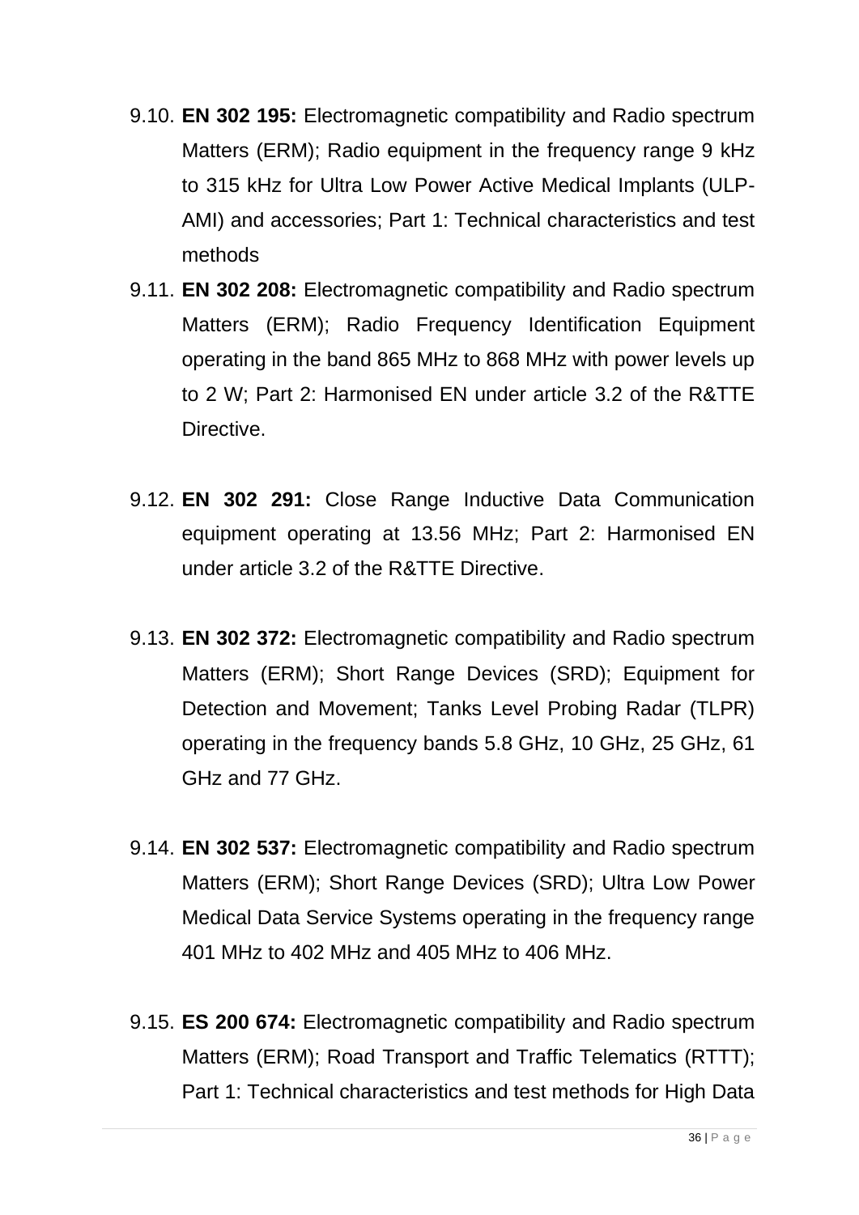9.10. **EN 302 195:** Electromagnetic compatibility and Radio spectrum Matters (ERM); Radio equipment in the frequency range 9 kHz to 315 kHz for Ultra Low Power Active Medical Implants (ULP-AMI) and accessories; Part 1: Technical characteristics and test methods

9.11. **EN 302 208:** Electromagnetic compatibility and Radio spectrum Matters (ERM); Radio Frequency Identification Equipment operating in the band 865 MHz to 868 MHz with power levels up to 2 W; Part 2: Harmonised EN under article 3.2 of the R&TTE Directive.

9.12. **EN 302 291:** Close Range Inductive Data Communication equipment operating at 13.56 MHz; Part 2: Harmonised EN under article 3.2 of the R&TTE Directive.

9.13. **EN 302 372:** Electromagnetic compatibility and Radio spectrum Matters (ERM); Short Range Devices (SRD); Equipment for Detection and Movement; Tanks Level Probing Radar (TLPR) operating in the frequency bands 5.8 GHz, 10 GHz, 25 GHz, 61 GHz and 77 GHz.

9.14. **EN 302 537:** Electromagnetic compatibility and Radio spectrum Matters (ERM); Short Range Devices (SRD); Ultra Low Power Medical Data Service Systems operating in the frequency range 401 MHz to 402 MHz and 405 MHz to 406 MHz.

9.15. **ES 200 674:** Electromagnetic compatibility and Radio spectrum Matters (ERM); Road Transport and Traffic Telematics (RTTT); Part 1: Technical characteristics and test methods for High Data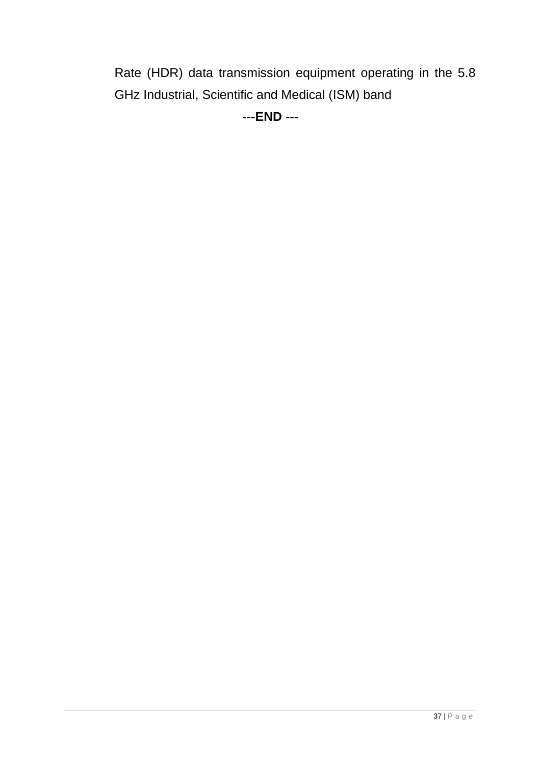Rate (HDR) data transmission equipment operating in the 5.8 GHz Industrial, Scientific and Medical (ISM) band

**---END ---**